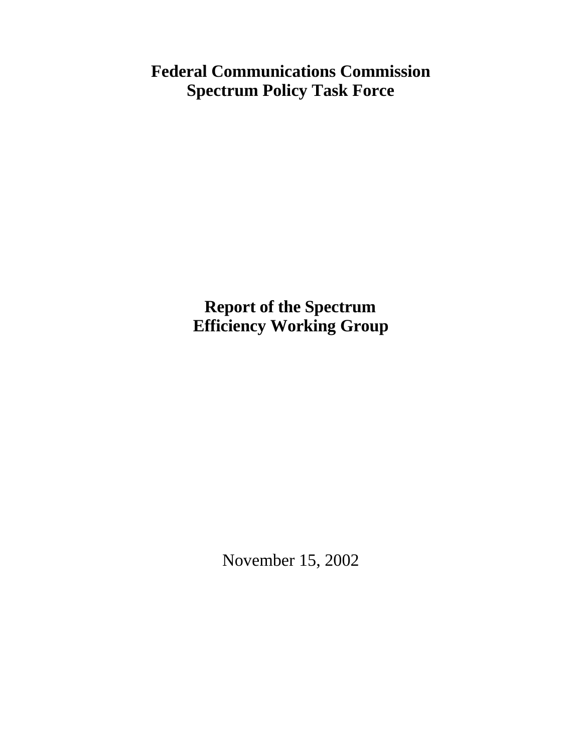# Federal Communications Commission
# Spectrum Policy Task Force

# Report of the Spectrum Efficiency Working Group

November 15, 2002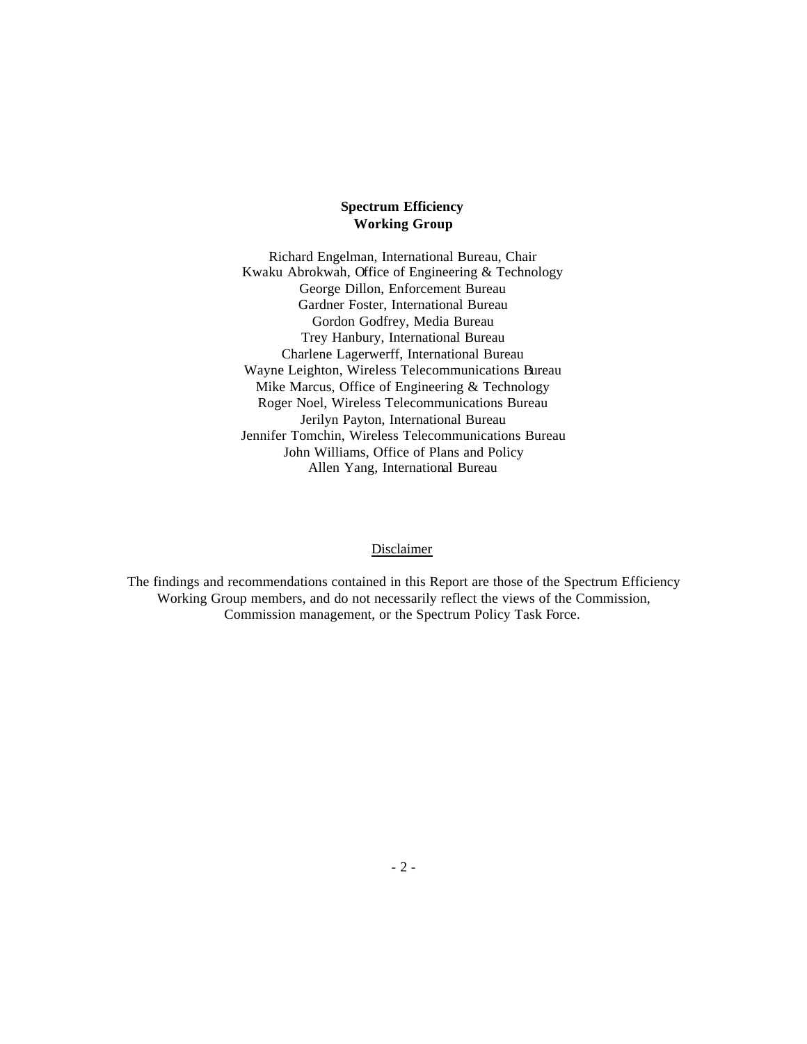**Spectrum Efficiency**
**Working Group**

Richard Engelman, International Bureau, Chair
Kwaku Abrokwah, Office of Engineering & Technology
George Dillon, Enforcement Bureau
Gardner Foster, International Bureau
Gordon Godfrey, Media Bureau
Trey Hanbury, International Bureau
Charlene Lagerwerff, International Bureau
Wayne Leighton, Wireless Telecommunications Bureau
Mike Marcus, Office of Engineering & Technology
Roger Noel, Wireless Telecommunications Bureau
Jerilyn Payton, International Bureau
Jennifer Tomchin, Wireless Telecommunications Bureau
John Williams, Office of Plans and Policy
Allen Yang, International Bureau

Disclaimer

The findings and recommendations contained in this Report are those of the Spectrum Efficiency Working Group members, and do not necessarily reflect the views of the Commission, Commission management, or the Spectrum Policy Task Force.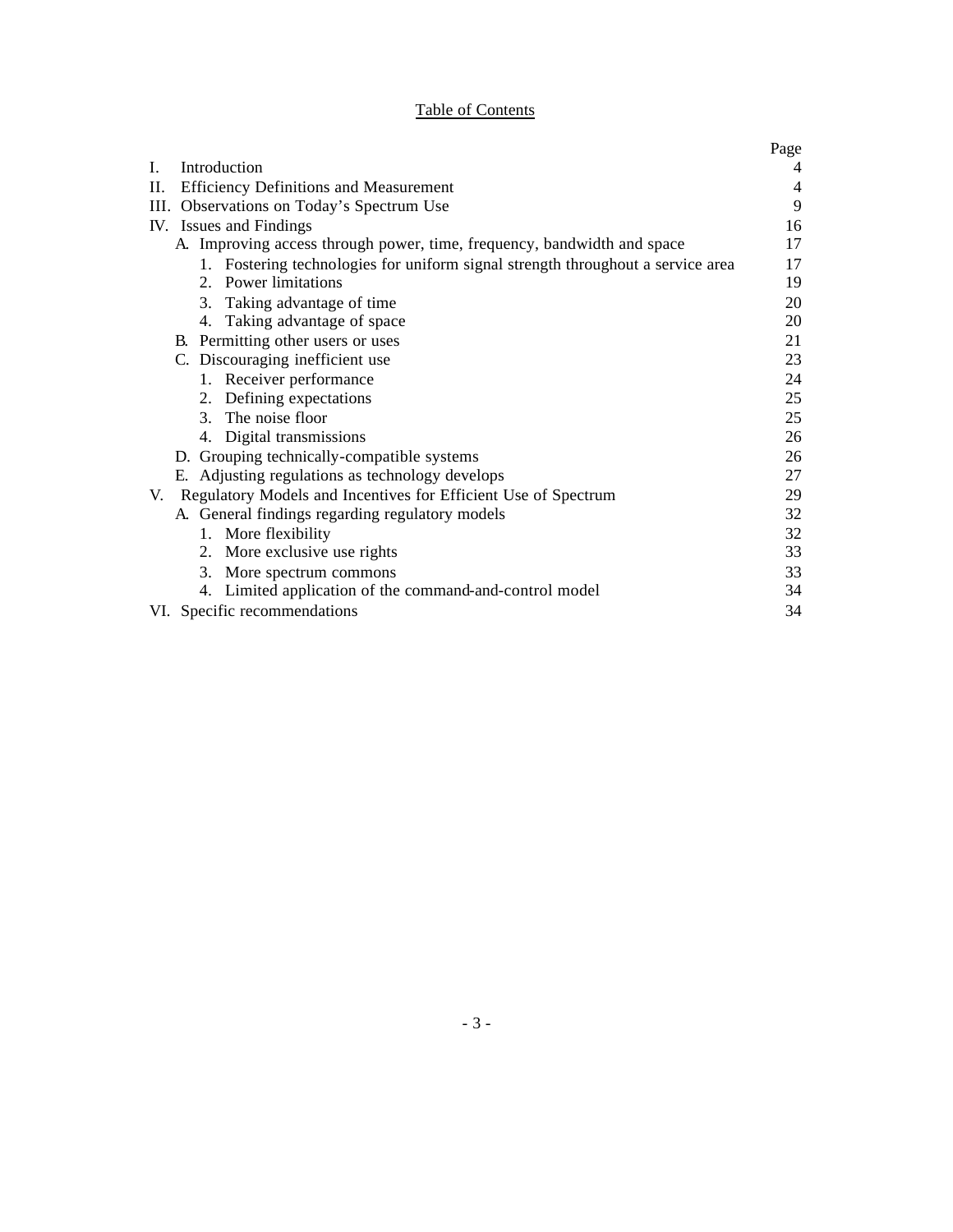## Table of Contents

| | Page |
|---|---|
| I. Introduction | 4 |
| II. Efficiency Definitions and Measurement | 4 |
| III. Observations on Today's Spectrum Use | 9 |
| IV. Issues and Findings | 16 |
| A. Improving access through power, time, frequency, bandwidth and space | 17 |
| 1. Fostering technologies for uniform signal strength throughout a service area | 17 |
| 2. Power limitations | 19 |
| 3. Taking advantage of time | 20 |
| 4. Taking advantage of space | 20 |
| B. Permitting other users or uses | 21 |
| C. Discouraging inefficient use | 23 |
| 1. Receiver performance | 24 |
| 2. Defining expectations | 25 |
| 3. The noise floor | 25 |
| 4. Digital transmissions | 26 |
| D. Grouping technically-compatible systems | 26 |
| E. Adjusting regulations as technology develops | 27 |
| V. Regulatory Models and Incentives for Efficient Use of Spectrum | 29 |
| A. General findings regarding regulatory models | 32 |
| 1. More flexibility | 32 |
| 2. More exclusive use rights | 33 |
| 3. More spectrum commons | 33 |
| 4. Limited application of the command-and-control model | 34 |
| VI. Specific recommendations | 34 |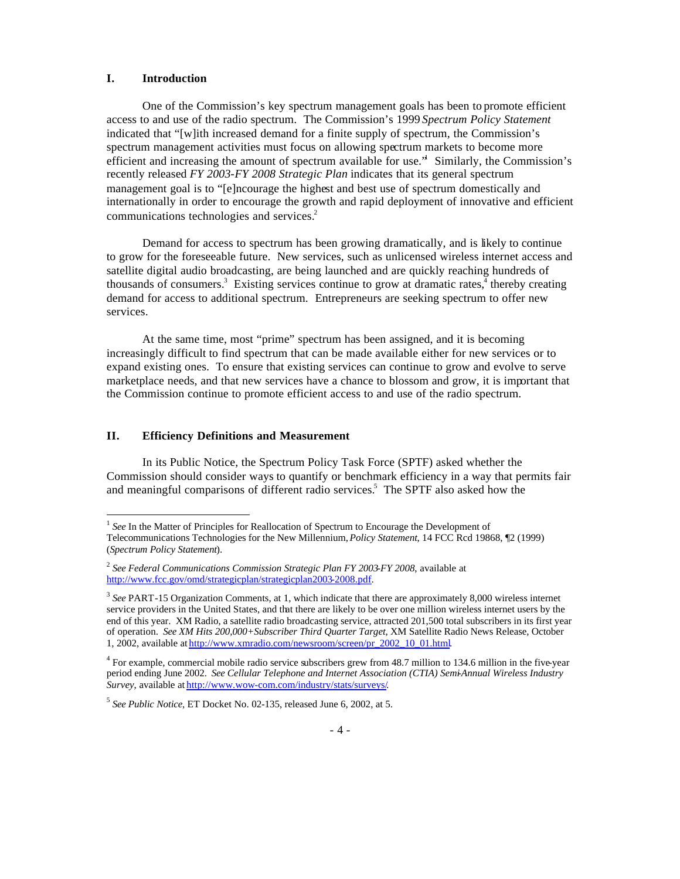## I. Introduction

One of the Commission's key spectrum management goals has been to promote efficient access to and use of the radio spectrum. The Commission's 1999 *Spectrum Policy Statement* indicated that "[w]ith increased demand for a finite supply of spectrum, the Commission's spectrum management activities must focus on allowing spectrum markets to become more efficient and increasing the amount of spectrum available for use."[1] Similarly, the Commission's recently released *FY 2003-FY 2008 Strategic Plan* indicates that its general spectrum management goal is to "[e]ncourage the highest and best use of spectrum domestically and internationally in order to encourage the growth and rapid deployment of innovative and efficient communications technologies and services.[2]

Demand for access to spectrum has been growing dramatically, and is likely to continue to grow for the foreseeable future. New services, such as unlicensed wireless internet access and satellite digital audio broadcasting, are being launched and are quickly reaching hundreds of thousands of consumers.[3] Existing services continue to grow at dramatic rates,[4] thereby creating demand for access to additional spectrum. Entrepreneurs are seeking spectrum to offer new services.

At the same time, most "prime" spectrum has been assigned, and it is becoming increasingly difficult to find spectrum that can be made available either for new services or to expand existing ones. To ensure that existing services can continue to grow and evolve to serve marketplace needs, and that new services have a chance to blossom and grow, it is important that the Commission continue to promote efficient access to and use of the radio spectrum.

## II. Efficiency Definitions and Measurement

In its Public Notice, the Spectrum Policy Task Force (SPTF) asked whether the Commission should consider ways to quantify or benchmark efficiency in a way that permits fair and meaningful comparisons of different radio services.[5] The SPTF also asked how the

---

[1] *See* In the Matter of Principles for Reallocation of Spectrum to Encourage the Development of Telecommunications Technologies for the New Millennium, *Policy Statement*, 14 FCC Rcd 19868, ¶2 (1999) (*Spectrum Policy Statement*).

[2] *See Federal Communications Commission Strategic Plan FY 2003-FY 2008*, available at http://www.fcc.gov/omd/strategicplan/strategicplan2003-2008.pdf.

[3] *See* PART-15 Organization Comments, at 1, which indicate that there are approximately 8,000 wireless internet service providers in the United States, and that there are likely to be over one million wireless internet users by the end of this year. XM Radio, a satellite radio broadcasting service, attracted 201,500 total subscribers in its first year of operation. *See XM Hits 200,000+Subscriber Third Quarter Target*, XM Satellite Radio News Release, October 1, 2002, available at http://www.xmradio.com/newsroom/screen/pr_2002_10_01.html.

[4] For example, commercial mobile radio service subscribers grew from 48.7 million to 134.6 million in the five-year period ending June 2002. *See Cellular Telephone and Internet Association (CTIA) Semi-Annual Wireless Industry Survey*, available at http://www.wow-com.com/industry/stats/surveys/.

[5] *See Public Notice*, ET Docket No. 02-135, released June 6, 2002, at 5.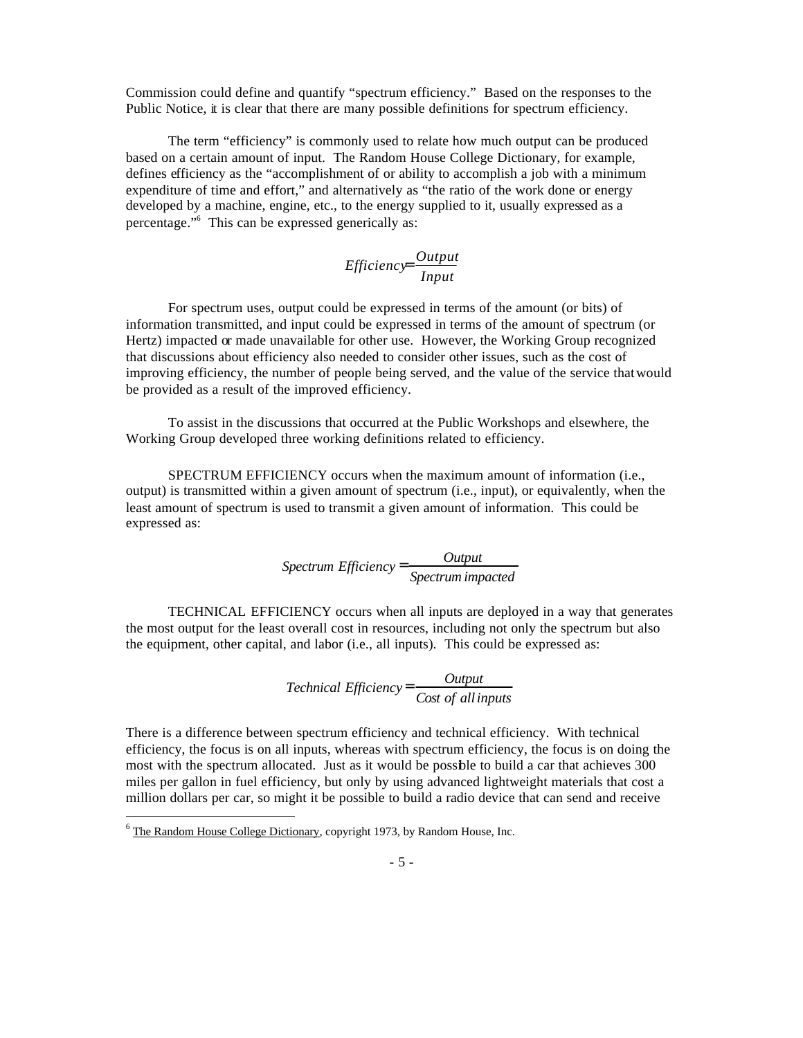Commission could define and quantify "spectrum efficiency." Based on the responses to the Public Notice, it is clear that there are many possible definitions for spectrum efficiency.

The term "efficiency" is commonly used to relate how much output can be produced based on a certain amount of input. The Random House College Dictionary, for example, defines efficiency as the "accomplishment of or ability to accomplish a job with a minimum expenditure of time and effort," and alternatively as "the ratio of the work done or energy developed by a machine, engine, etc., to the energy supplied to it, usually expressed as a percentage."[6] This can be expressed generically as:

$$Efficiency = \frac{Output}{Input}$$

For spectrum uses, output could be expressed in terms of the amount (or bits) of information transmitted, and input could be expressed in terms of the amount of spectrum (or Hertz) impacted or made unavailable for other use. However, the Working Group recognized that discussions about efficiency also needed to consider other issues, such as the cost of improving efficiency, the number of people being served, and the value of the service that would be provided as a result of the improved efficiency.

To assist in the discussions that occurred at the Public Workshops and elsewhere, the Working Group developed three working definitions related to efficiency.

SPECTRUM EFFICIENCY occurs when the maximum amount of information (i.e., output) is transmitted within a given amount of spectrum (i.e., input), or equivalently, when the least amount of spectrum is used to transmit a given amount of information. This could be expressed as:

$$Spectrum\ Efficiency = \frac{Output}{Spectrum\ impacted}$$

TECHNICAL EFFICIENCY occurs when all inputs are deployed in a way that generates the most output for the least overall cost in resources, including not only the spectrum but also the equipment, other capital, and labor (i.e., all inputs). This could be expressed as:

$$Technical\ Efficiency = \frac{Output}{Cost\ of\ all\ inputs}$$

There is a difference between spectrum efficiency and technical efficiency. With technical efficiency, the focus is on all inputs, whereas with spectrum efficiency, the focus is on doing the most with the spectrum allocated. Just as it would be possible to build a car that achieves 300 miles per gallon in fuel efficiency, but only by using advanced lightweight materials that cost a million dollars per car, so might it be possible to build a radio device that can send and receive

[6] The Random House College Dictionary, copyright 1973, by Random House, Inc.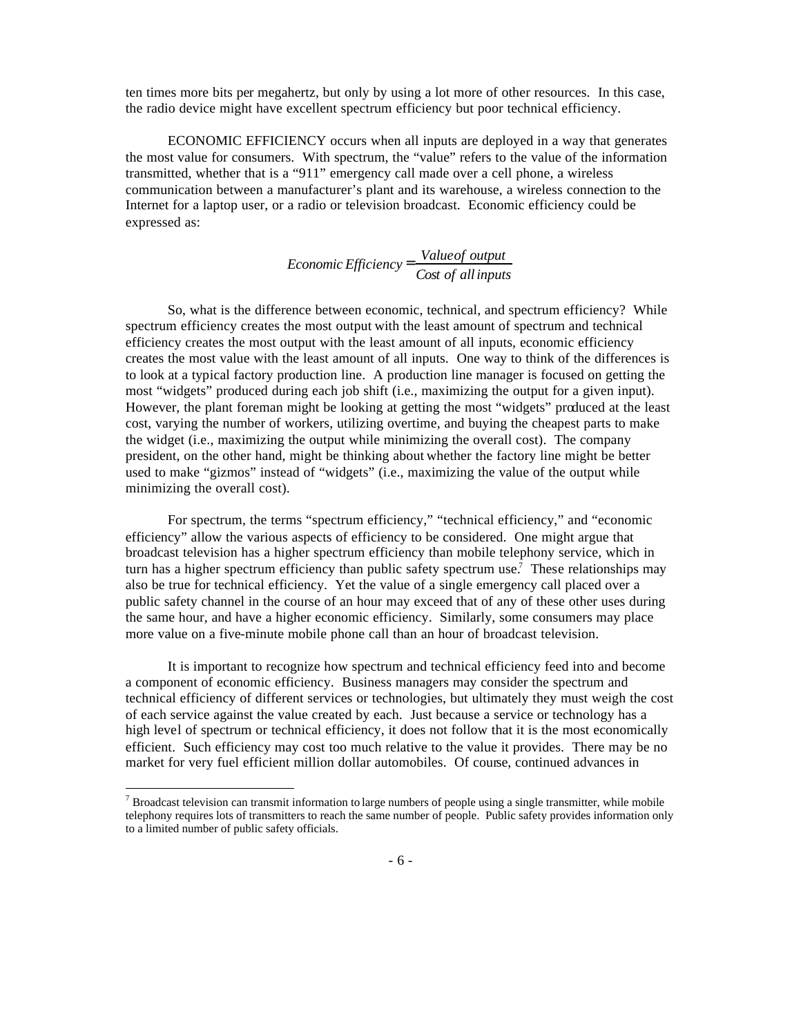ten times more bits per megahertz, but only by using a lot more of other resources. In this case, the radio device might have excellent spectrum efficiency but poor technical efficiency.

ECONOMIC EFFICIENCY occurs when all inputs are deployed in a way that generates the most value for consumers. With spectrum, the "value" refers to the value of the information transmitted, whether that is a "911" emergency call made over a cell phone, a wireless communication between a manufacturer's plant and its warehouse, a wireless connection to the Internet for a laptop user, or a radio or television broadcast. Economic efficiency could be expressed as:

$$Economic\ Efficiency = \frac{Value\ of\ output}{Cost\ of\ all\ inputs}$$

So, what is the difference between economic, technical, and spectrum efficiency? While spectrum efficiency creates the most output with the least amount of spectrum and technical efficiency creates the most output with the least amount of all inputs, economic efficiency creates the most value with the least amount of all inputs. One way to think of the differences is to look at a typical factory production line. A production line manager is focused on getting the most "widgets" produced during each job shift (i.e., maximizing the output for a given input). However, the plant foreman might be looking at getting the most "widgets" produced at the least cost, varying the number of workers, utilizing overtime, and buying the cheapest parts to make the widget (i.e., maximizing the output while minimizing the overall cost). The company president, on the other hand, might be thinking about whether the factory line might be better used to make "gizmos" instead of "widgets" (i.e., maximizing the value of the output while minimizing the overall cost).

For spectrum, the terms "spectrum efficiency," "technical efficiency," and "economic efficiency" allow the various aspects of efficiency to be considered. One might argue that broadcast television has a higher spectrum efficiency than mobile telephony service, which in turn has a higher spectrum efficiency than public safety spectrum use.[7] These relationships may also be true for technical efficiency. Yet the value of a single emergency call placed over a public safety channel in the course of an hour may exceed that of any of these other uses during the same hour, and have a higher economic efficiency. Similarly, some consumers may place more value on a five-minute mobile phone call than an hour of broadcast television.

It is important to recognize how spectrum and technical efficiency feed into and become a component of economic efficiency. Business managers may consider the spectrum and technical efficiency of different services or technologies, but ultimately they must weigh the cost of each service against the value created by each. Just because a service or technology has a high level of spectrum or technical efficiency, it does not follow that it is the most economically efficient. Such efficiency may cost too much relative to the value it provides. There may be no market for very fuel efficient million dollar automobiles. Of course, continued advances in

[7] Broadcast television can transmit information to large numbers of people using a single transmitter, while mobile telephony requires lots of transmitters to reach the same number of people. Public safety provides information only to a limited number of public safety officials.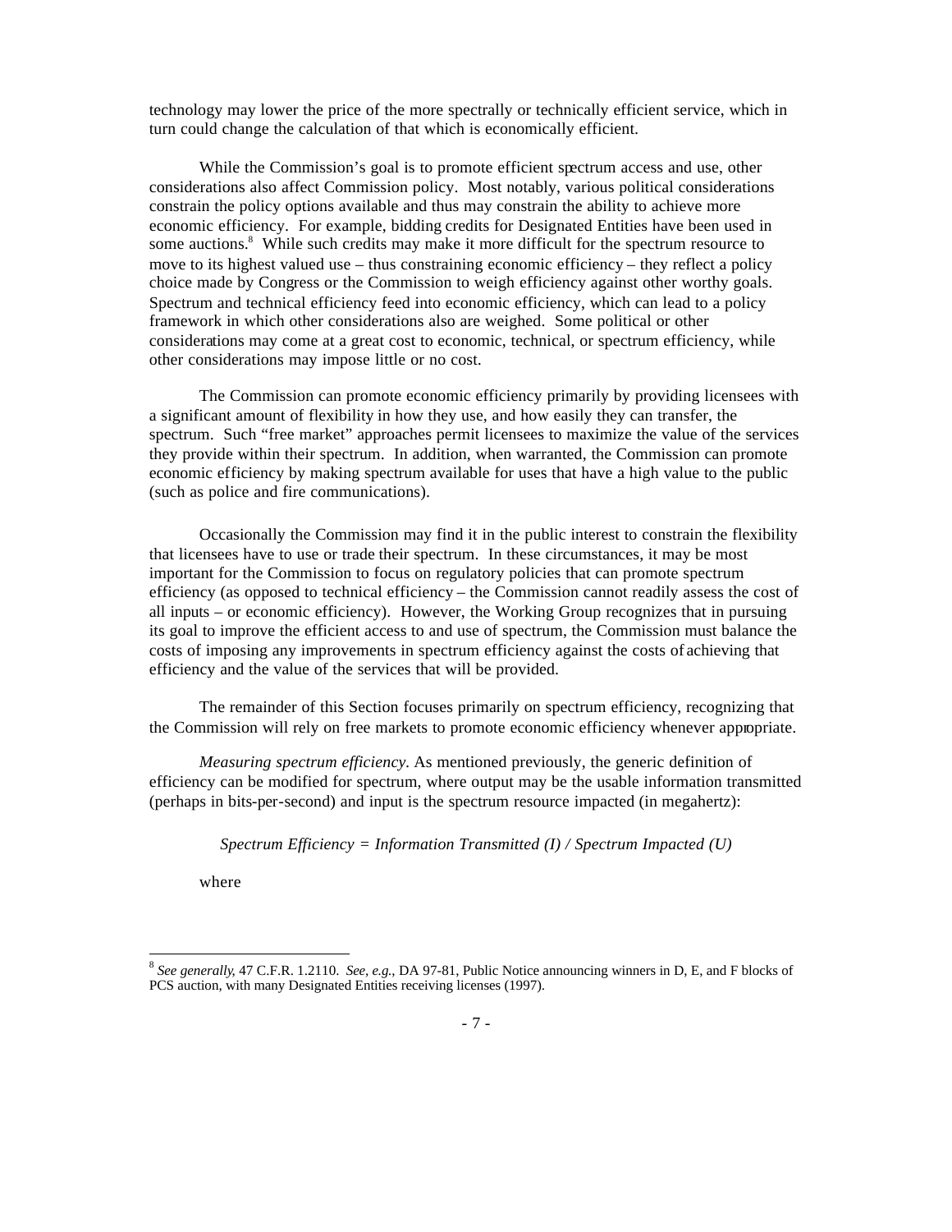technology may lower the price of the more spectrally or technically efficient service, which in turn could change the calculation of that which is economically efficient.

While the Commission's goal is to promote efficient spectrum access and use, other considerations also affect Commission policy. Most notably, various political considerations constrain the policy options available and thus may constrain the ability to achieve more economic efficiency. For example, bidding credits for Designated Entities have been used in some auctions.[8] While such credits may make it more difficult for the spectrum resource to move to its highest valued use – thus constraining economic efficiency – they reflect a policy choice made by Congress or the Commission to weigh efficiency against other worthy goals. Spectrum and technical efficiency feed into economic efficiency, which can lead to a policy framework in which other considerations also are weighed. Some political or other considerations may come at a great cost to economic, technical, or spectrum efficiency, while other considerations may impose little or no cost.

The Commission can promote economic efficiency primarily by providing licensees with a significant amount of flexibility in how they use, and how easily they can transfer, the spectrum. Such "free market" approaches permit licensees to maximize the value of the services they provide within their spectrum. In addition, when warranted, the Commission can promote economic efficiency by making spectrum available for uses that have a high value to the public (such as police and fire communications).

Occasionally the Commission may find it in the public interest to constrain the flexibility that licensees have to use or trade their spectrum. In these circumstances, it may be most important for the Commission to focus on regulatory policies that can promote spectrum efficiency (as opposed to technical efficiency – the Commission cannot readily assess the cost of all inputs – or economic efficiency). However, the Working Group recognizes that in pursuing its goal to improve the efficient access to and use of spectrum, the Commission must balance the costs of imposing any improvements in spectrum efficiency against the costs of achieving that efficiency and the value of the services that will be provided.

The remainder of this Section focuses primarily on spectrum efficiency, recognizing that the Commission will rely on free markets to promote economic efficiency whenever appropriate.

*Measuring spectrum efficiency*. As mentioned previously, the generic definition of efficiency can be modified for spectrum, where output may be the usable information transmitted (perhaps in bits-per-second) and input is the spectrum resource impacted (in megahertz):

$$\textit{Spectrum Efficiency} = \textit{Information Transmitted } (I) \, / \, \textit{Spectrum Impacted } (U)$$

where

---

[8] *See generally,* 47 C.F.R. 1.2110. *See, e.g.,* DA 97-81, Public Notice announcing winners in D, E, and F blocks of PCS auction, with many Designated Entities receiving licenses (1997).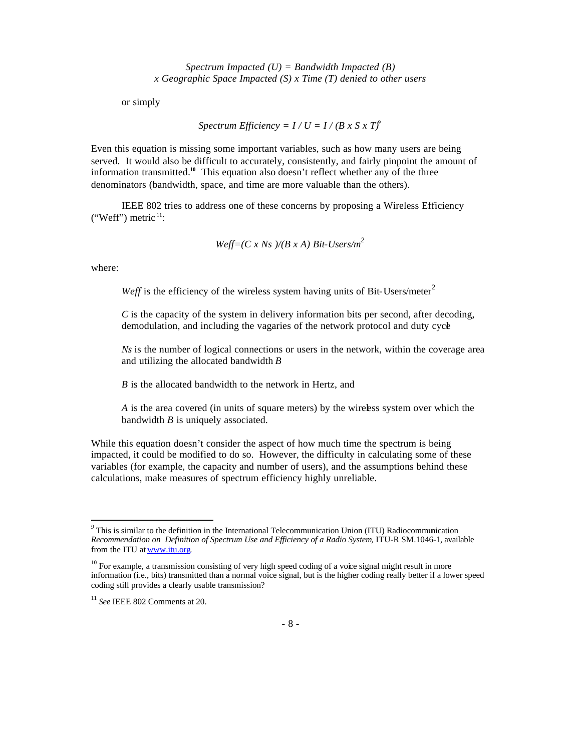*Spectrum Impacted (U) = Bandwidth Impacted (B) x Geographic Space Impacted (S) x Time (T) denied to other users*

or simply

$$\textit{Spectrum Efficiency} = I / U = I / (B \times S \times T)$$ [9]

Even this equation is missing some important variables, such as how many users are being served. It would also be difficult to accurately, consistently, and fairly pinpoint the amount of information transmitted.[10] This equation also doesn't reflect whether any of the three denominators (bandwidth, space, and time are more valuable than the others).

IEEE 802 tries to address one of these concerns by proposing a Wireless Efficiency ("Weff") metric[11]:

$$Weff = (C \times Ns)/(B \times A) \text{ Bit-Users/m}^2$$

where:

> *Weff* is the efficiency of the wireless system having units of Bit-Users/meter$^2$
>
> *C* is the capacity of the system in delivery information bits per second, after decoding, demodulation, and including the vagaries of the network protocol and duty cycle
>
> *Ns* is the number of logical connections or users in the network, within the coverage area and utilizing the allocated bandwidth *B*
>
> *B* is the allocated bandwidth to the network in Hertz, and
>
> *A* is the area covered (in units of square meters) by the wireless system over which the bandwidth *B* is uniquely associated.

While this equation doesn't consider the aspect of how much time the spectrum is being impacted, it could be modified to do so. However, the difficulty in calculating some of these variables (for example, the capacity and number of users), and the assumptions behind these calculations, make measures of spectrum efficiency highly unreliable.

---

[9] This is similar to the definition in the International Telecommunication Union (ITU) Radiocommunication *Recommendation on Definition of Spectrum Use and Efficiency of a Radio System*, ITU-R SM.1046-1, available from the ITU at www.itu.org.

[10] For example, a transmission consisting of very high speed coding of a voice signal might result in more information (i.e., bits) transmitted than a normal voice signal, but is the higher coding really better if a lower speed coding still provides a clearly usable transmission?

[11] *See* IEEE 802 Comments at 20.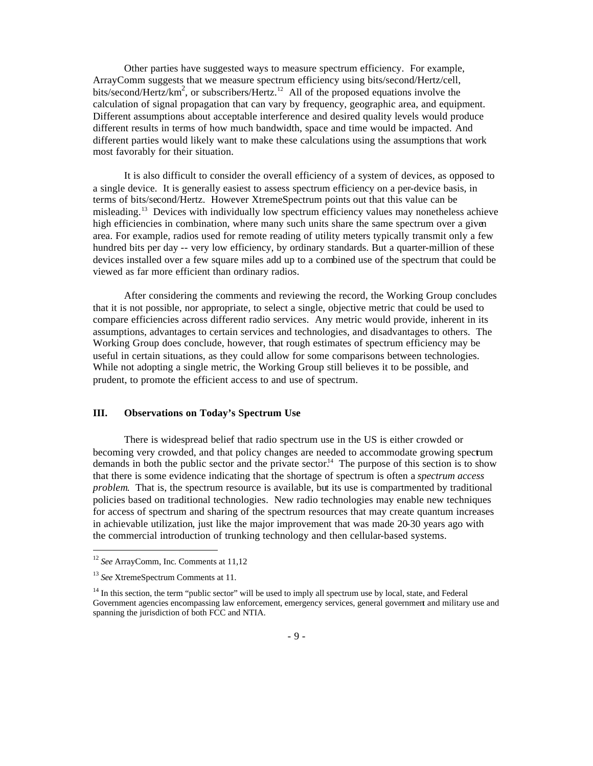Other parties have suggested ways to measure spectrum efficiency. For example, ArrayComm suggests that we measure spectrum efficiency using bits/second/Hertz/cell, bits/second/Hertz/km$^2$, or subscribers/Hertz.[12] All of the proposed equations involve the calculation of signal propagation that can vary by frequency, geographic area, and equipment. Different assumptions about acceptable interference and desired quality levels would produce different results in terms of how much bandwidth, space and time would be impacted. And different parties would likely want to make these calculations using the assumptions that work most favorably for their situation.

It is also difficult to consider the overall efficiency of a system of devices, as opposed to a single device. It is generally easiest to assess spectrum efficiency on a per-device basis, in terms of bits/second/Hertz. However XtremeSpectrum points out that this value can be misleading.[13] Devices with individually low spectrum efficiency values may nonetheless achieve high efficiencies in combination, where many such units share the same spectrum over a given area. For example, radios used for remote reading of utility meters typically transmit only a few hundred bits per day -- very low efficiency, by ordinary standards. But a quarter-million of these devices installed over a few square miles add up to a combined use of the spectrum that could be viewed as far more efficient than ordinary radios.

After considering the comments and reviewing the record, the Working Group concludes that it is not possible, nor appropriate, to select a single, objective metric that could be used to compare efficiencies across different radio services. Any metric would provide, inherent in its assumptions, advantages to certain services and technologies, and disadvantages to others. The Working Group does conclude, however, that rough estimates of spectrum efficiency may be useful in certain situations, as they could allow for some comparisons between technologies. While not adopting a single metric, the Working Group still believes it to be possible, and prudent, to promote the efficient access to and use of spectrum.

## III. Observations on Today's Spectrum Use

There is widespread belief that radio spectrum use in the US is either crowded or becoming very crowded, and that policy changes are needed to accommodate growing spectrum demands in both the public sector and the private sector.[14] The purpose of this section is to show that there is some evidence indicating that the shortage of spectrum is often a *spectrum access problem*. That is, the spectrum resource is available, but its use is compartmented by traditional policies based on traditional technologies. New radio technologies may enable new techniques for access of spectrum and sharing of the spectrum resources that may create quantum increases in achievable utilization, just like the major improvement that was made 20-30 years ago with the commercial introduction of trunking technology and then cellular-based systems.

---

[12] *See* ArrayComm, Inc. Comments at 11,12

[13] *See* XtremeSpectrum Comments at 11.

[14] In this section, the term "public sector" will be used to imply all spectrum use by local, state, and Federal Government agencies encompassing law enforcement, emergency services, general government and military use and spanning the jurisdiction of both FCC and NTIA.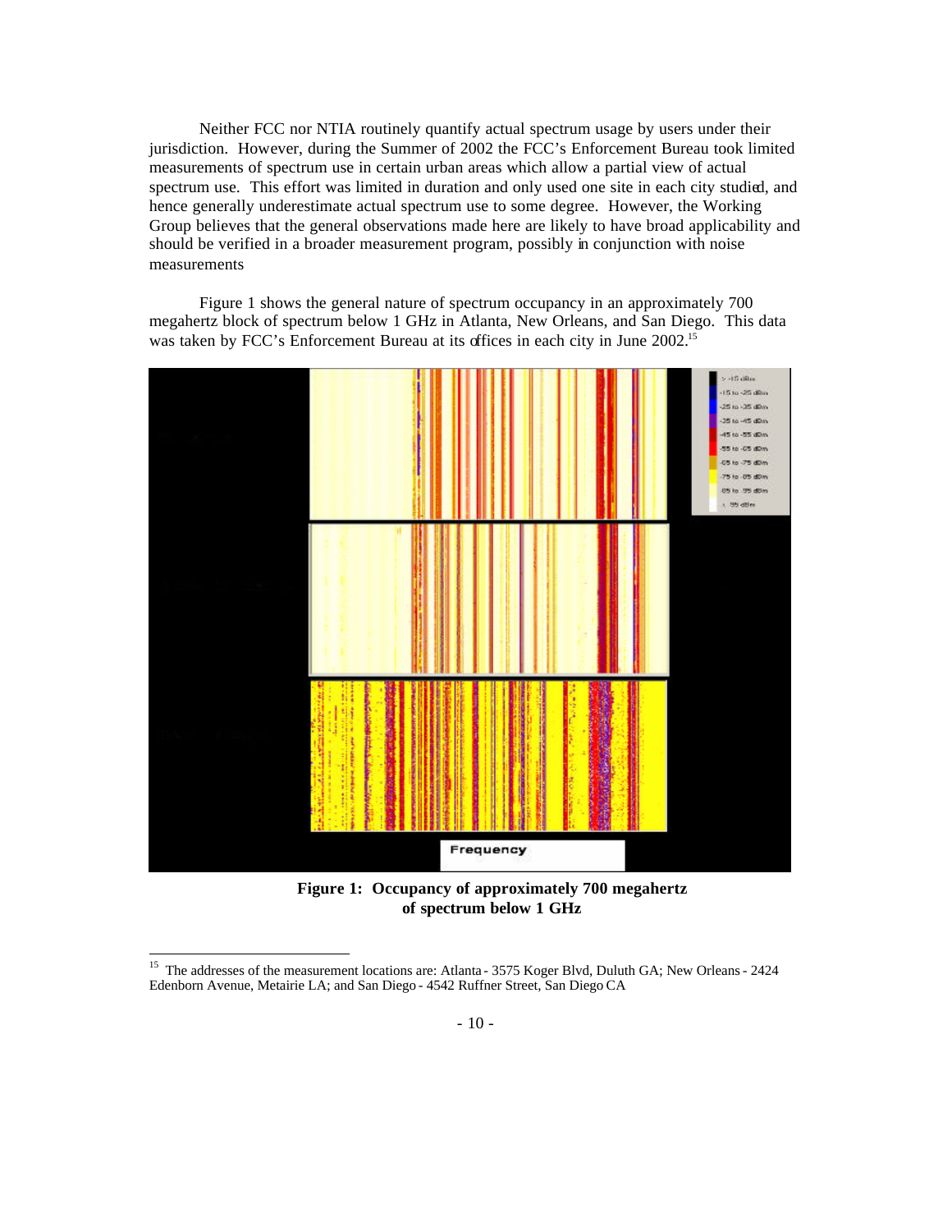Neither FCC nor NTIA routinely quantify actual spectrum usage by users under their jurisdiction. However, during the Summer of 2002 the FCC's Enforcement Bureau took limited measurements of spectrum use in certain urban areas which allow a partial view of actual spectrum use. This effort was limited in duration and only used one site in each city studied, and hence generally underestimate actual spectrum use to some degree. However, the Working Group believes that the general observations made here are likely to have broad applicability and should be verified in a broader measurement program, possibly in conjunction with noise measurements

Figure 1 shows the general nature of spectrum occupancy in an approximately 700 megahertz block of spectrum below 1 GHz in Atlanta, New Orleans, and San Diego. This data was taken by FCC's Enforcement Bureau at its offices in each city in June 2002.[15]

**Figure 1: Occupancy of approximately 700 megahertz of spectrum below 1 GHz**

[15] The addresses of the measurement locations are: Atlanta - 3575 Koger Blvd, Duluth GA; New Orleans - 2424 Edenborn Avenue, Metairie LA; and San Diego - 4542 Ruffner Street, San Diego CA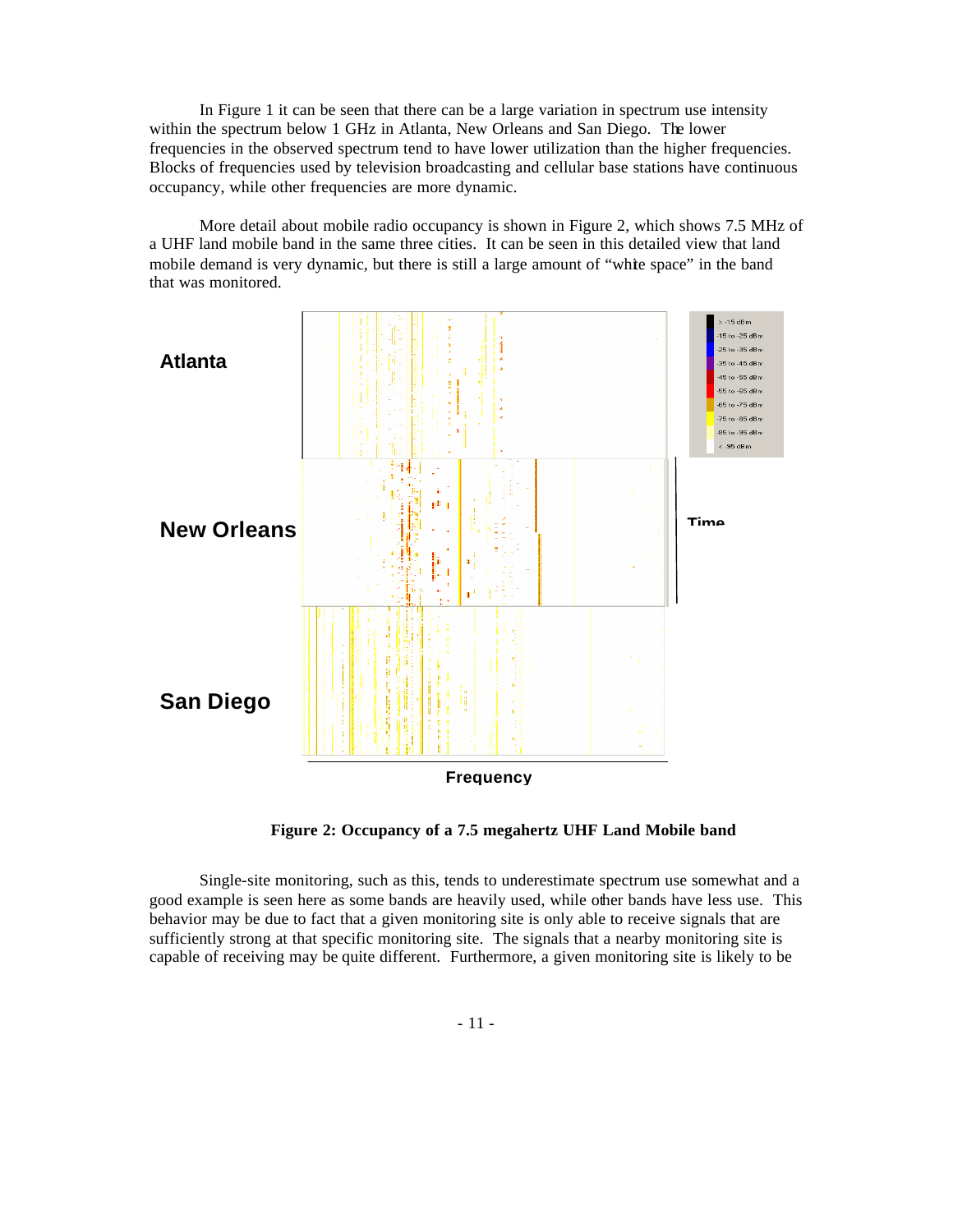In Figure 1 it can be seen that there can be a large variation in spectrum use intensity within the spectrum below 1 GHz in Atlanta, New Orleans and San Diego. The lower frequencies in the observed spectrum tend to have lower utilization than the higher frequencies. Blocks of frequencies used by television broadcasting and cellular base stations have continuous occupancy, while other frequencies are more dynamic.

More detail about mobile radio occupancy is shown in Figure 2, which shows 7.5 MHz of a UHF land mobile band in the same three cities. It can be seen in this detailed view that land mobile demand is very dynamic, but there is still a large amount of "white space" in the band that was monitored.

**Figure 2: Occupancy of a 7.5 megahertz UHF Land Mobile band**

Single-site monitoring, such as this, tends to underestimate spectrum use somewhat and a good example is seen here as some bands are heavily used, while other bands have less use. This behavior may be due to fact that a given monitoring site is only able to receive signals that are sufficiently strong at that specific monitoring site. The signals that a nearby monitoring site is capable of receiving may be quite different. Furthermore, a given monitoring site is likely to be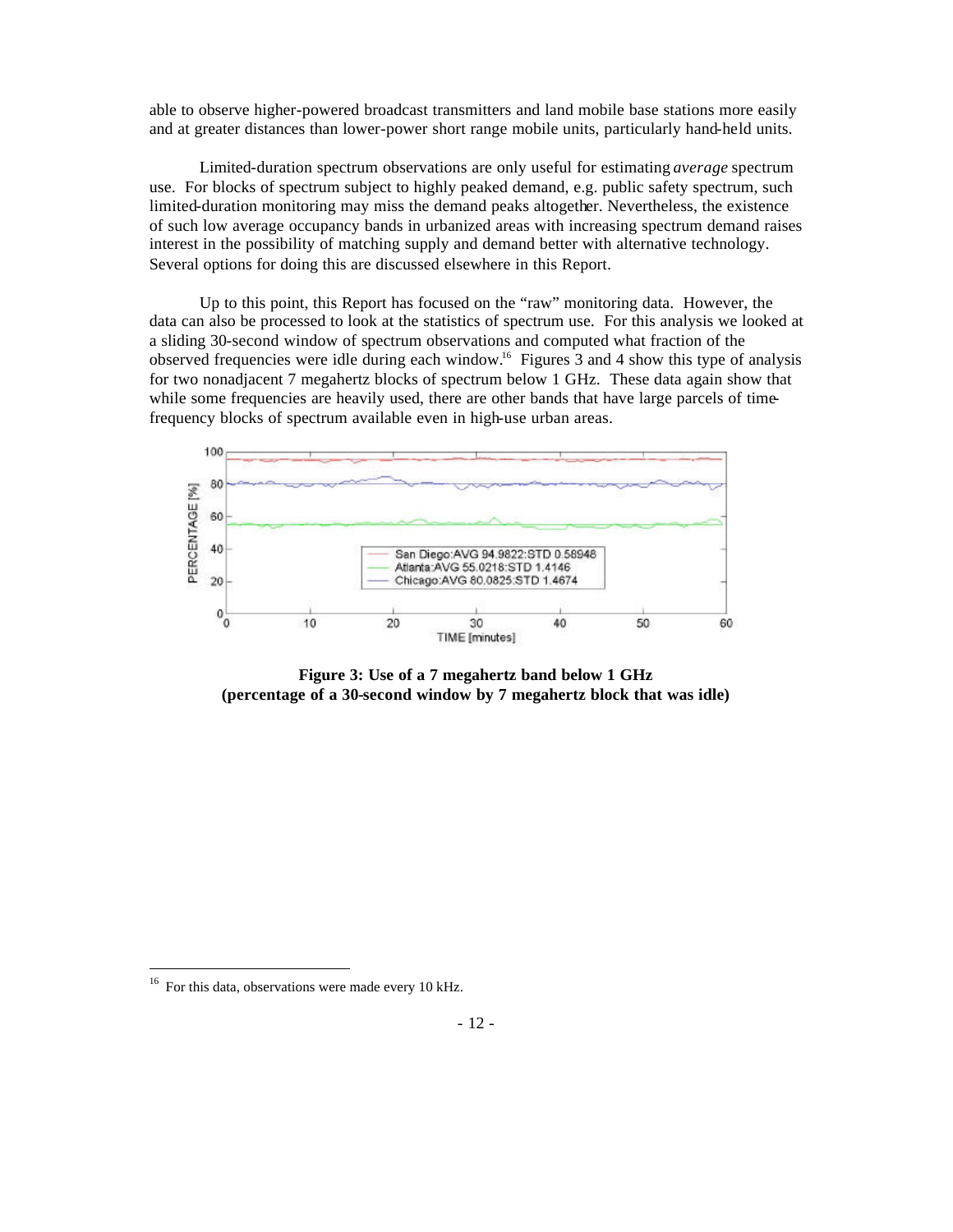able to observe higher-powered broadcast transmitters and land mobile base stations more easily and at greater distances than lower-power short range mobile units, particularly hand-held units.

Limited-duration spectrum observations are only useful for estimating *average* spectrum use. For blocks of spectrum subject to highly peaked demand, e.g. public safety spectrum, such limited-duration monitoring may miss the demand peaks altogether. Nevertheless, the existence of such low average occupancy bands in urbanized areas with increasing spectrum demand raises interest in the possibility of matching supply and demand better with alternative technology. Several options for doing this are discussed elsewhere in this Report.

Up to this point, this Report has focused on the "raw" monitoring data. However, the data can also be processed to look at the statistics of spectrum use. For this analysis we looked at a sliding 30-second window of spectrum observations and computed what fraction of the observed frequencies were idle during each window.[16] Figures 3 and 4 show this type of analysis for two nonadjacent 7 megahertz blocks of spectrum below 1 GHz. These data again show that while some frequencies are heavily used, there are other bands that have large parcels of time-frequency blocks of spectrum available even in high-use urban areas.

**Figure 3: Use of a 7 megahertz band below 1 GHz (percentage of a 30-second window by 7 megahertz block that was idle)**

[16] For this data, observations were made every 10 kHz.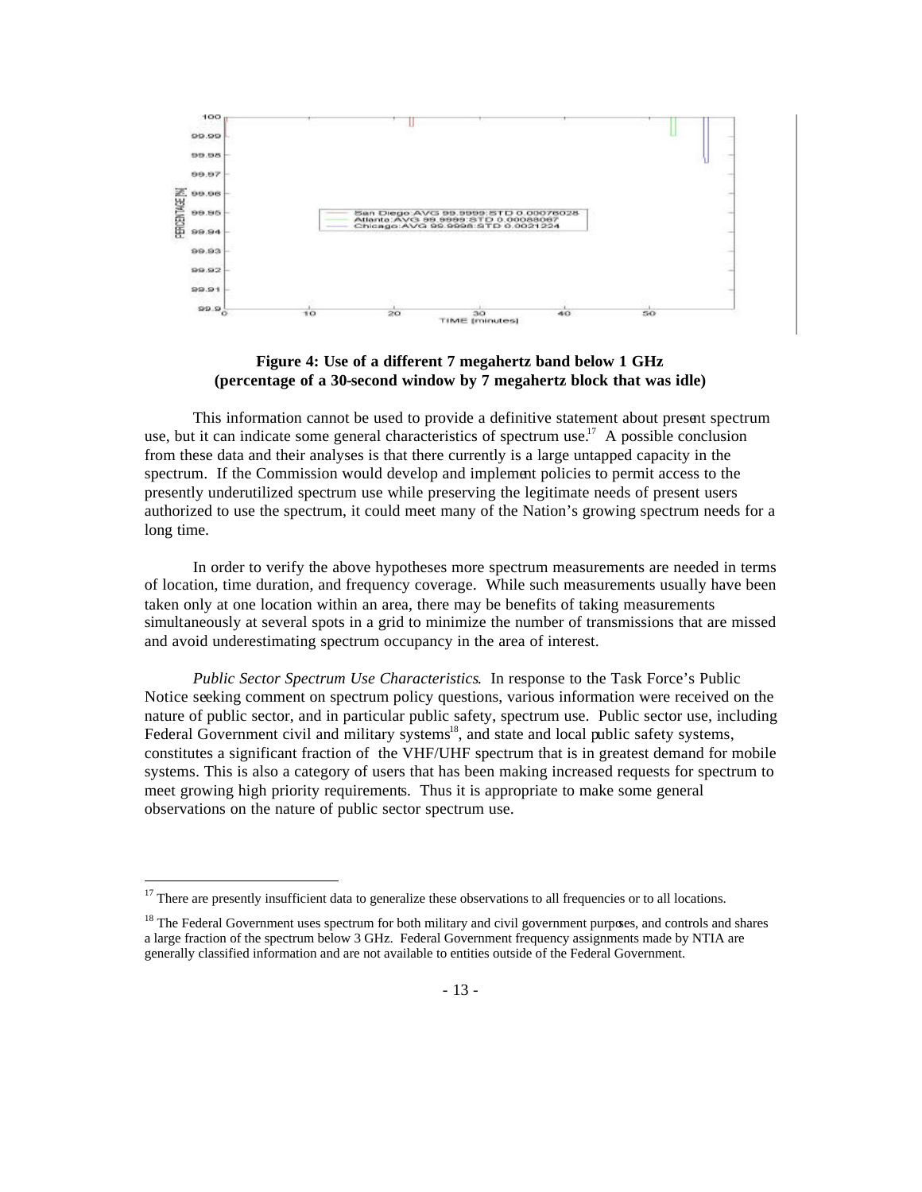**Figure 4: Use of a different 7 megahertz band below 1 GHz (percentage of a 30-second window by 7 megahertz block that was idle)**

This information cannot be used to provide a definitive statement about present spectrum use, but it can indicate some general characteristics of spectrum use.[17] A possible conclusion from these data and their analyses is that there currently is a large untapped capacity in the spectrum. If the Commission would develop and implement policies to permit access to the presently underutilized spectrum use while preserving the legitimate needs of present users authorized to use the spectrum, it could meet many of the Nation's growing spectrum needs for a long time.

In order to verify the above hypotheses more spectrum measurements are needed in terms of location, time duration, and frequency coverage. While such measurements usually have been taken only at one location within an area, there may be benefits of taking measurements simultaneously at several spots in a grid to minimize the number of transmissions that are missed and avoid underestimating spectrum occupancy in the area of interest.

*Public Sector Spectrum Use Characteristics*. In response to the Task Force's Public Notice seeking comment on spectrum policy questions, various information were received on the nature of public sector, and in particular public safety, spectrum use. Public sector use, including Federal Government civil and military systems[18], and state and local public safety systems, constitutes a significant fraction of the VHF/UHF spectrum that is in greatest demand for mobile systems. This is also a category of users that has been making increased requests for spectrum to meet growing high priority requirements. Thus it is appropriate to make some general observations on the nature of public sector spectrum use.

---

[17] There are presently insufficient data to generalize these observations to all frequencies or to all locations.

[18] The Federal Government uses spectrum for both military and civil government purposes, and controls and shares a large fraction of the spectrum below 3 GHz. Federal Government frequency assignments made by NTIA are generally classified information and are not available to entities outside of the Federal Government.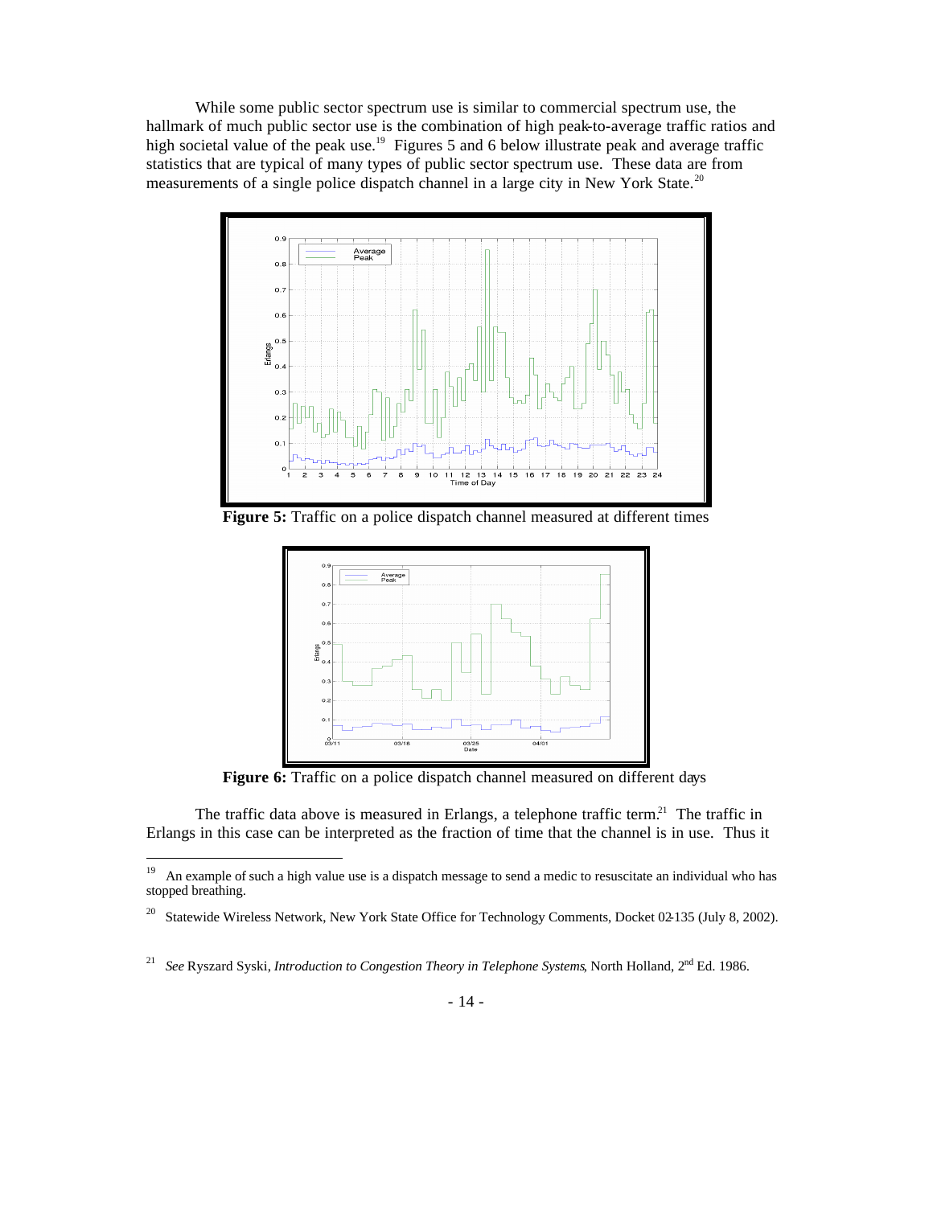While some public sector spectrum use is similar to commercial spectrum use, the hallmark of much public sector use is the combination of high peak-to-average traffic ratios and high societal value of the peak use.[19] Figures 5 and 6 below illustrate peak and average traffic statistics that are typical of many types of public sector spectrum use. These data are from measurements of a single police dispatch channel in a large city in New York State.[20]

**Figure 5:** Traffic on a police dispatch channel measured at different times

**Figure 6:** Traffic on a police dispatch channel measured on different days

The traffic data above is measured in Erlangs, a telephone traffic term.[21] The traffic in Erlangs in this case can be interpreted as the fraction of time that the channel is in use. Thus it

---

[19] An example of such a high value use is a dispatch message to send a medic to resuscitate an individual who has stopped breathing.

[20] Statewide Wireless Network, New York State Office for Technology Comments, Docket 02-135 (July 8, 2002).

[21] *See* Ryszard Syski, *Introduction to Congestion Theory in Telephone Systems*, North Holland, 2nd Ed. 1986.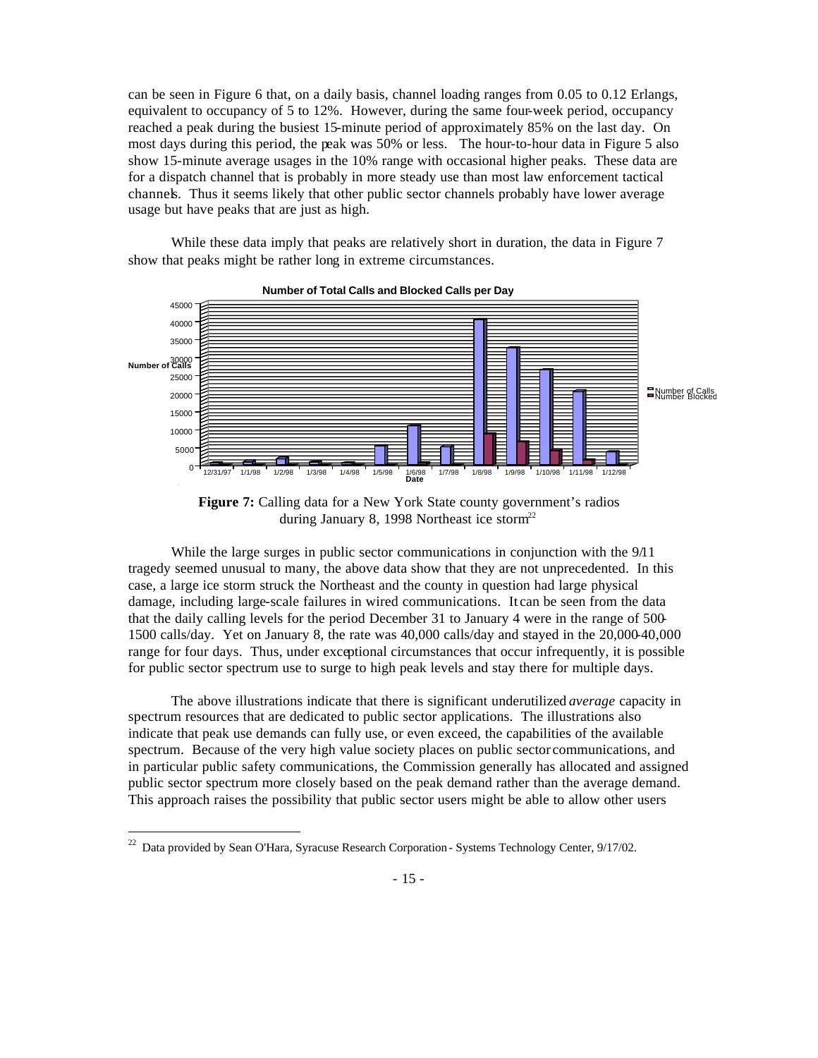can be seen in Figure 6 that, on a daily basis, channel loading ranges from 0.05 to 0.12 Erlangs, equivalent to occupancy of 5 to 12%. However, during the same four-week period, occupancy reached a peak during the busiest 15-minute period of approximately 85% on the last day. On most days during this period, the peak was 50% or less. The hour-to-hour data in Figure 5 also show 15-minute average usages in the 10% range with occasional higher peaks. These data are for a dispatch channel that is probably in more steady use than most law enforcement tactical channels. Thus it seems likely that other public sector channels probably have lower average usage but have peaks that are just as high.

While these data imply that peaks are relatively short in duration, the data in Figure 7 show that peaks might be rather long in extreme circumstances.

**Figure 7:** Calling data for a New York State county government's radios during January 8, 1998 Northeast ice storm[22]

While the large surges in public sector communications in conjunction with the 9/11 tragedy seemed unusual to many, the above data show that they are not unprecedented. In this case, a large ice storm struck the Northeast and the county in question had large physical damage, including large-scale failures in wired communications. It can be seen from the data that the daily calling levels for the period December 31 to January 4 were in the range of 500-1500 calls/day. Yet on January 8, the rate was 40,000 calls/day and stayed in the 20,000-40,000 range for four days. Thus, under exceptional circumstances that occur infrequently, it is possible for public sector spectrum use to surge to high peak levels and stay there for multiple days.

The above illustrations indicate that there is significant underutilized *average* capacity in spectrum resources that are dedicated to public sector applications. The illustrations also indicate that peak use demands can fully use, or even exceed, the capabilities of the available spectrum. Because of the very high value society places on public sector communications, and in particular public safety communications, the Commission generally has allocated and assigned public sector spectrum more closely based on the peak demand rather than the average demand. This approach raises the possibility that public sector users might be able to allow other users

[22] Data provided by Sean O'Hara, Syracuse Research Corporation - Systems Technology Center, 9/17/02.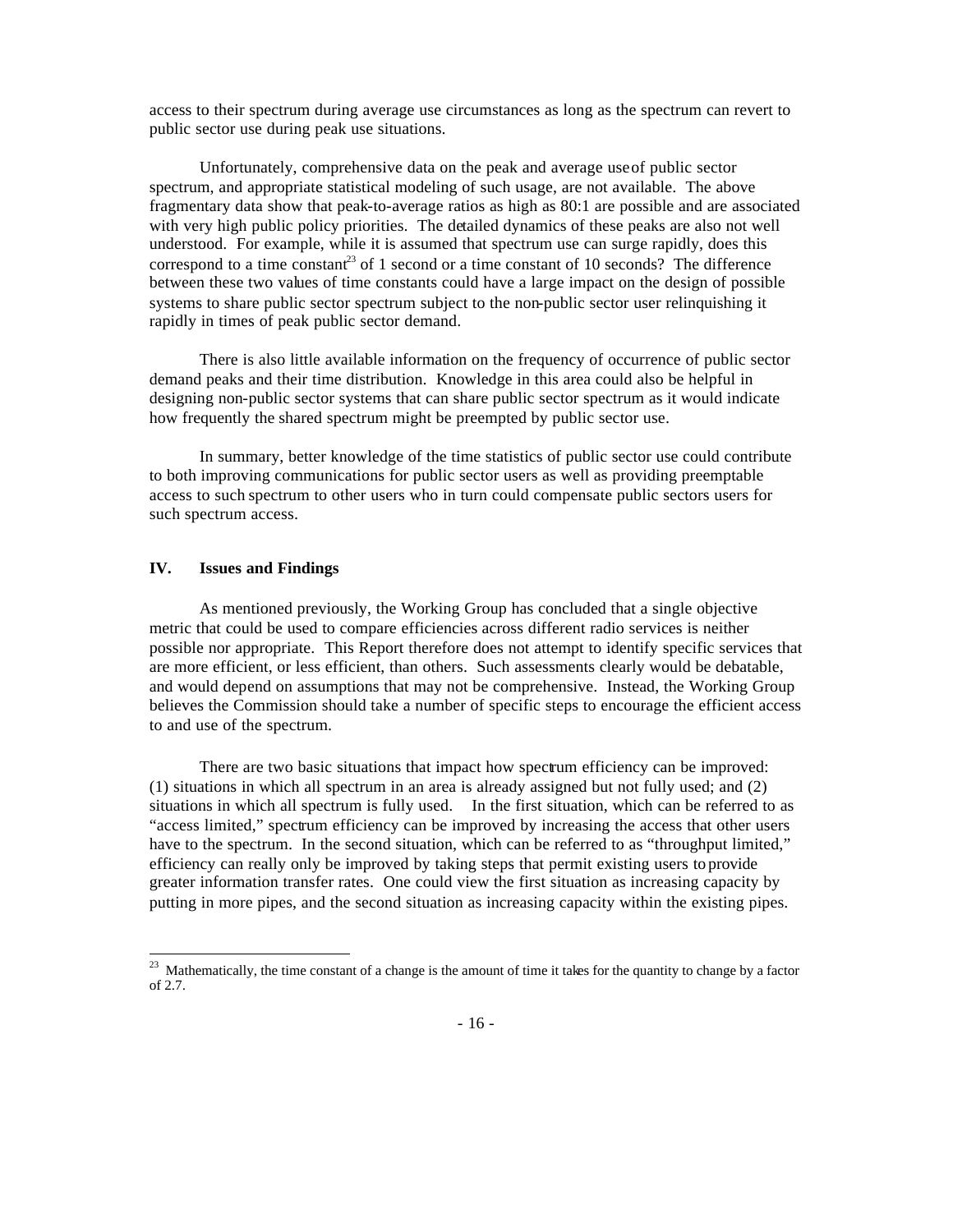access to their spectrum during average use circumstances as long as the spectrum can revert to public sector use during peak use situations.

Unfortunately, comprehensive data on the peak and average use of public sector spectrum, and appropriate statistical modeling of such usage, are not available. The above fragmentary data show that peak-to-average ratios as high as 80:1 are possible and are associated with very high public policy priorities. The detailed dynamics of these peaks are also not well understood. For example, while it is assumed that spectrum use can surge rapidly, does this correspond to a time constant[23] of 1 second or a time constant of 10 seconds? The difference between these two values of time constants could have a large impact on the design of possible systems to share public sector spectrum subject to the non-public sector user relinquishing it rapidly in times of peak public sector demand.

There is also little available information on the frequency of occurrence of public sector demand peaks and their time distribution. Knowledge in this area could also be helpful in designing non-public sector systems that can share public sector spectrum as it would indicate how frequently the shared spectrum might be preempted by public sector use.

In summary, better knowledge of the time statistics of public sector use could contribute to both improving communications for public sector users as well as providing preemptable access to such spectrum to other users who in turn could compensate public sectors users for such spectrum access.

## IV. Issues and Findings

As mentioned previously, the Working Group has concluded that a single objective metric that could be used to compare efficiencies across different radio services is neither possible nor appropriate. This Report therefore does not attempt to identify specific services that are more efficient, or less efficient, than others. Such assessments clearly would be debatable, and would depend on assumptions that may not be comprehensive. Instead, the Working Group believes the Commission should take a number of specific steps to encourage the efficient access to and use of the spectrum.

There are two basic situations that impact how spectrum efficiency can be improved: (1) situations in which all spectrum in an area is already assigned but not fully used; and (2) situations in which all spectrum is fully used. In the first situation, which can be referred to as "access limited," spectrum efficiency can be improved by increasing the access that other users have to the spectrum. In the second situation, which can be referred to as "throughput limited," efficiency can really only be improved by taking steps that permit existing users to provide greater information transfer rates. One could view the first situation as increasing capacity by putting in more pipes, and the second situation as increasing capacity within the existing pipes.

---

[23] Mathematically, the time constant of a change is the amount of time it takes for the quantity to change by a factor of 2.7.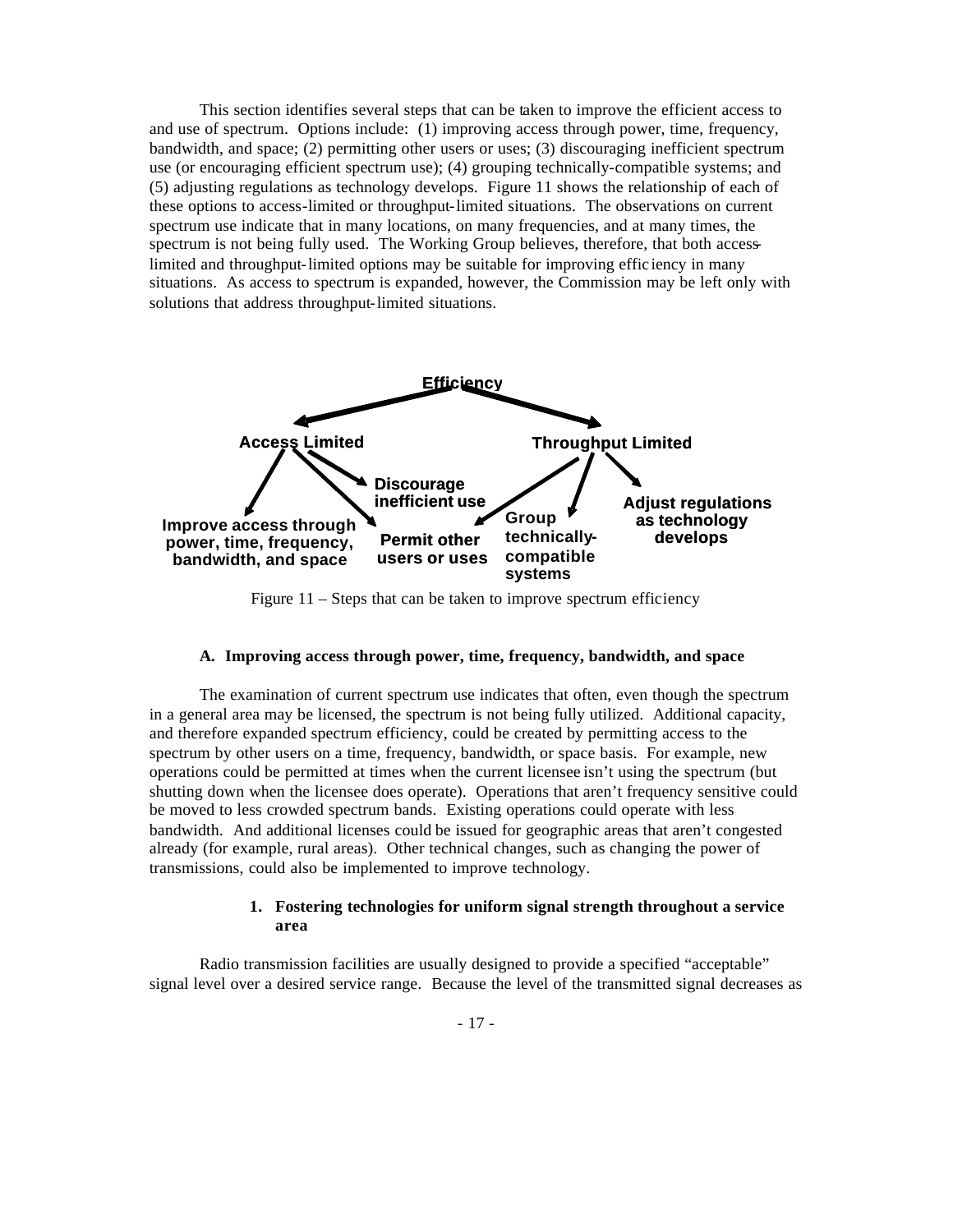This section identifies several steps that can be taken to improve the efficient access to and use of spectrum. Options include: (1) improving access through power, time, frequency, bandwidth, and space; (2) permitting other users or uses; (3) discouraging inefficient spectrum use (or encouraging efficient spectrum use); (4) grouping technically-compatible systems; and (5) adjusting regulations as technology develops. Figure 11 shows the relationship of each of these options to access-limited or throughput-limited situations. The observations on current spectrum use indicate that in many locations, on many frequencies, and at many times, the spectrum is not being fully used. The Working Group believes, therefore, that both access-limited and throughput-limited options may be suitable for improving efficiency in many situations. As access to spectrum is expanded, however, the Commission may be left only with solutions that address throughput-limited situations.

**Efficiency**

**Access Limited** → **Improve access through power, time, frequency, bandwidth, and space**; **Permit other users or uses**; **Discourage inefficient use**

**Throughput Limited** → **Permit other users or uses**; **Group technically-compatible systems**; **Adjust regulations as technology develops**

Figure 11 – Steps that can be taken to improve spectrum efficiency

### A. Improving access through power, time, frequency, bandwidth, and space

The examination of current spectrum use indicates that often, even though the spectrum in a general area may be licensed, the spectrum is not being fully utilized. Additional capacity, and therefore expanded spectrum efficiency, could be created by permitting access to the spectrum by other users on a time, frequency, bandwidth, or space basis. For example, new operations could be permitted at times when the current licensee isn't using the spectrum (but shutting down when the licensee does operate). Operations that aren't frequency sensitive could be moved to less crowded spectrum bands. Existing operations could operate with less bandwidth. And additional licenses could be issued for geographic areas that aren't congested already (for example, rural areas). Other technical changes, such as changing the power of transmissions, could also be implemented to improve technology.

#### 1. Fostering technologies for uniform signal strength throughout a service area

Radio transmission facilities are usually designed to provide a specified "acceptable" signal level over a desired service range. Because the level of the transmitted signal decreases as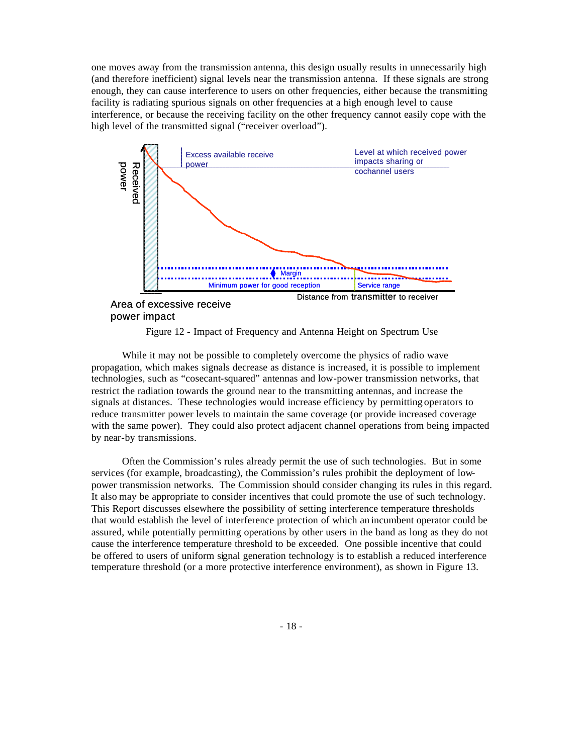one moves away from the transmission antenna, this design usually results in unnecessarily high (and therefore inefficient) signal levels near the transmission antenna. If these signals are strong enough, they can cause interference to users on other frequencies, either because the transmitting facility is radiating spurious signals on other frequencies at a high enough level to cause interference, or because the receiving facility on the other frequency cannot easily cope with the high level of the transmitted signal ("receiver overload").

Received power

Excess available receive power

Level at which received power impacts sharing or cochannel users

Margin

Minimum power for good reception

Service range

Distance from transmitter to receiver

Area of excessive receive power impact

Figure 12 - Impact of Frequency and Antenna Height on Spectrum Use

While it may not be possible to completely overcome the physics of radio wave propagation, which makes signals decrease as distance is increased, it is possible to implement technologies, such as "cosecant-squared" antennas and low-power transmission networks, that restrict the radiation towards the ground near to the transmitting antennas, and increase the signals at distances. These technologies would increase efficiency by permitting operators to reduce transmitter power levels to maintain the same coverage (or provide increased coverage with the same power). They could also protect adjacent channel operations from being impacted by near-by transmissions.

Often the Commission's rules already permit the use of such technologies. But in some services (for example, broadcasting), the Commission's rules prohibit the deployment of low-power transmission networks. The Commission should consider changing its rules in this regard. It also may be appropriate to consider incentives that could promote the use of such technology. This Report discusses elsewhere the possibility of setting interference temperature thresholds that would establish the level of interference protection of which an incumbent operator could be assured, while potentially permitting operations by other users in the band as long as they do not cause the interference temperature threshold to be exceeded. One possible incentive that could be offered to users of uniform signal generation technology is to establish a reduced interference temperature threshold (or a more protective interference environment), as shown in Figure 13.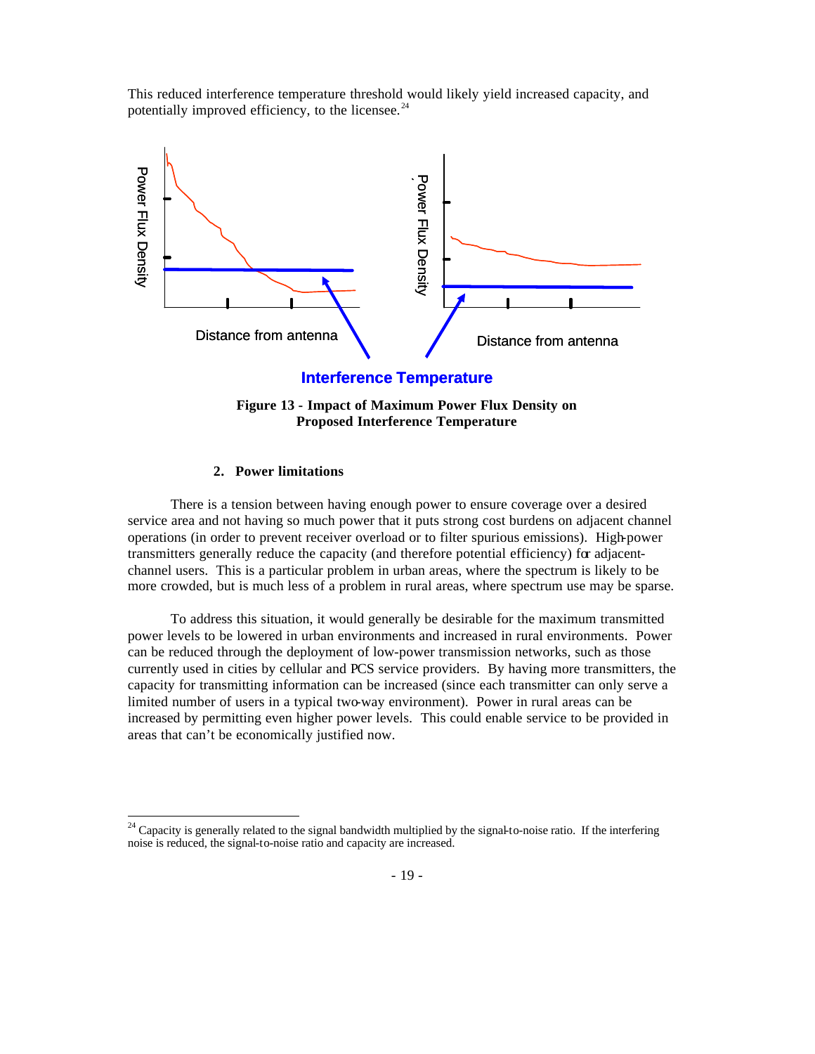This reduced interference temperature threshold would likely yield increased capacity, and potentially improved efficiency, to the licensee.[24]

Power Flux Density

Distance from antenna

Power Flux Density

Distance from antenna

**Interference Temperature**

**Figure 13 - Impact of Maximum Power Flux Density on Proposed Interference Temperature**

#### 2. Power limitations

There is a tension between having enough power to ensure coverage over a desired service area and not having so much power that it puts strong cost burdens on adjacent channel operations (in order to prevent receiver overload or to filter spurious emissions). High-power transmitters generally reduce the capacity (and therefore potential efficiency) for adjacent-channel users. This is a particular problem in urban areas, where the spectrum is likely to be more crowded, but is much less of a problem in rural areas, where spectrum use may be sparse.

To address this situation, it would generally be desirable for the maximum transmitted power levels to be lowered in urban environments and increased in rural environments. Power can be reduced through the deployment of low-power transmission networks, such as those currently used in cities by cellular and PCS service providers. By having more transmitters, the capacity for transmitting information can be increased (since each transmitter can only serve a limited number of users in a typical two-way environment). Power in rural areas can be increased by permitting even higher power levels. This could enable service to be provided in areas that can't be economically justified now.

[24] Capacity is generally related to the signal bandwidth multiplied by the signal-to-noise ratio. If the interfering noise is reduced, the signal-to-noise ratio and capacity are increased.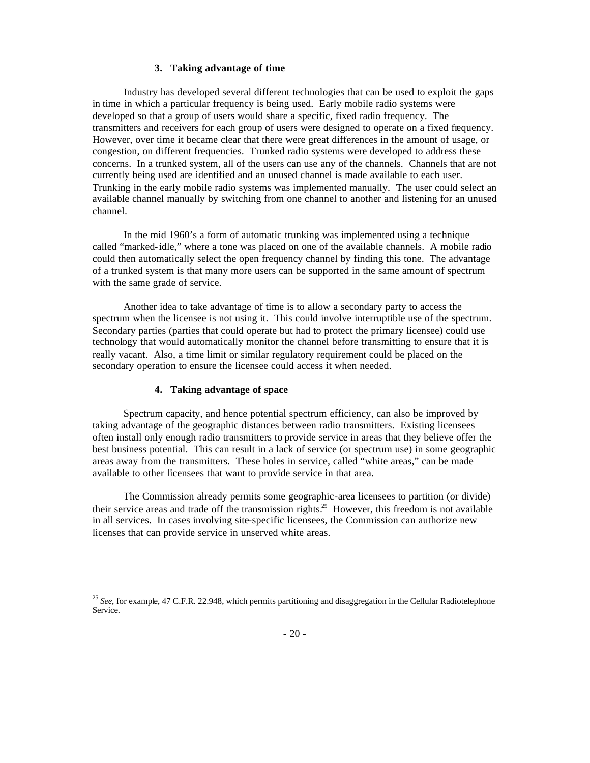### 3. Taking advantage of time

Industry has developed several different technologies that can be used to exploit the gaps in time in which a particular frequency is being used. Early mobile radio systems were developed so that a group of users would share a specific, fixed radio frequency. The transmitters and receivers for each group of users were designed to operate on a fixed frequency. However, over time it became clear that there were great differences in the amount of usage, or congestion, on different frequencies. Trunked radio systems were developed to address these concerns. In a trunked system, all of the users can use any of the channels. Channels that are not currently being used are identified and an unused channel is made available to each user. Trunking in the early mobile radio systems was implemented manually. The user could select an available channel manually by switching from one channel to another and listening for an unused channel.

In the mid 1960's a form of automatic trunking was implemented using a technique called "marked-idle," where a tone was placed on one of the available channels. A mobile radio could then automatically select the open frequency channel by finding this tone. The advantage of a trunked system is that many more users can be supported in the same amount of spectrum with the same grade of service.

Another idea to take advantage of time is to allow a secondary party to access the spectrum when the licensee is not using it. This could involve interruptible use of the spectrum. Secondary parties (parties that could operate but had to protect the primary licensee) could use technology that would automatically monitor the channel before transmitting to ensure that it is really vacant. Also, a time limit or similar regulatory requirement could be placed on the secondary operation to ensure the licensee could access it when needed.

### 4. Taking advantage of space

Spectrum capacity, and hence potential spectrum efficiency, can also be improved by taking advantage of the geographic distances between radio transmitters. Existing licensees often install only enough radio transmitters to provide service in areas that they believe offer the best business potential. This can result in a lack of service (or spectrum use) in some geographic areas away from the transmitters. These holes in service, called "white areas," can be made available to other licensees that want to provide service in that area.

The Commission already permits some geographic-area licensees to partition (or divide) their service areas and trade off the transmission rights.[25] However, this freedom is not available in all services. In cases involving site-specific licensees, the Commission can authorize new licenses that can provide service in unserved white areas.

[25] *See*, for example, 47 C.F.R. 22.948, which permits partitioning and disaggregation in the Cellular Radiotelephone Service.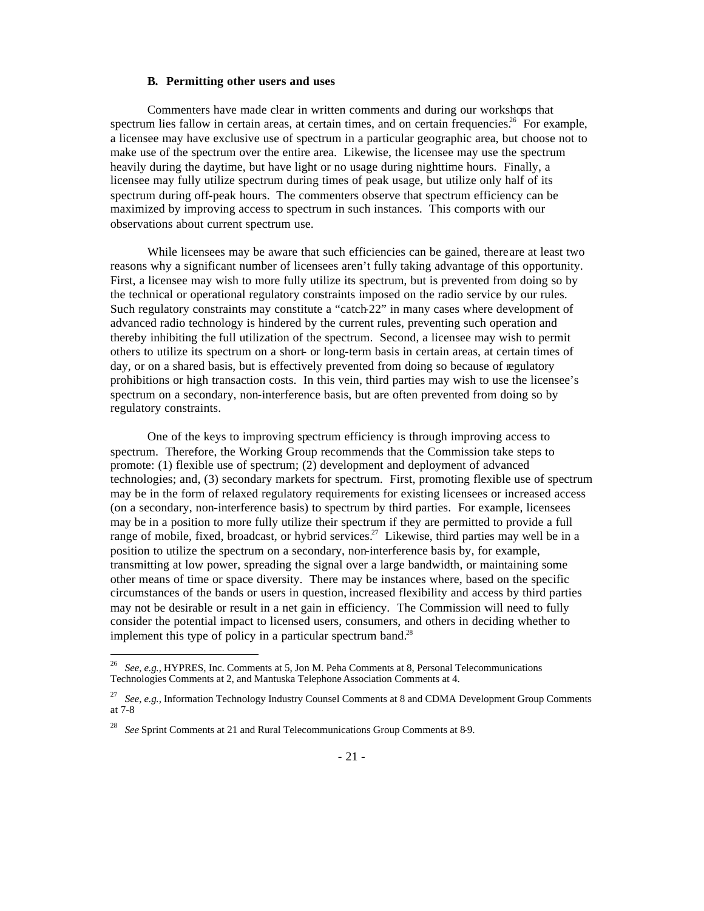### B. Permitting other users and uses

Commenters have made clear in written comments and during our workshops that spectrum lies fallow in certain areas, at certain times, and on certain frequencies.[26] For example, a licensee may have exclusive use of spectrum in a particular geographic area, but choose not to make use of the spectrum over the entire area. Likewise, the licensee may use the spectrum heavily during the daytime, but have light or no usage during nighttime hours. Finally, a licensee may fully utilize spectrum during times of peak usage, but utilize only half of its spectrum during off-peak hours. The commenters observe that spectrum efficiency can be maximized by improving access to spectrum in such instances. This comports with our observations about current spectrum use.

While licensees may be aware that such efficiencies can be gained, there are at least two reasons why a significant number of licensees aren't fully taking advantage of this opportunity. First, a licensee may wish to more fully utilize its spectrum, but is prevented from doing so by the technical or operational regulatory constraints imposed on the radio service by our rules. Such regulatory constraints may constitute a "catch-22" in many cases where development of advanced radio technology is hindered by the current rules, preventing such operation and thereby inhibiting the full utilization of the spectrum. Second, a licensee may wish to permit others to utilize its spectrum on a short- or long-term basis in certain areas, at certain times of day, or on a shared basis, but is effectively prevented from doing so because of regulatory prohibitions or high transaction costs. In this vein, third parties may wish to use the licensee's spectrum on a secondary, non-interference basis, but are often prevented from doing so by regulatory constraints.

One of the keys to improving spectrum efficiency is through improving access to spectrum. Therefore, the Working Group recommends that the Commission take steps to promote: (1) flexible use of spectrum; (2) development and deployment of advanced technologies; and, (3) secondary markets for spectrum. First, promoting flexible use of spectrum may be in the form of relaxed regulatory requirements for existing licensees or increased access (on a secondary, non-interference basis) to spectrum by third parties. For example, licensees may be in a position to more fully utilize their spectrum if they are permitted to provide a full range of mobile, fixed, broadcast, or hybrid services.[27] Likewise, third parties may well be in a position to utilize the spectrum on a secondary, non-interference basis by, for example, transmitting at low power, spreading the signal over a large bandwidth, or maintaining some other means of time or space diversity. There may be instances where, based on the specific circumstances of the bands or users in question, increased flexibility and access by third parties may not be desirable or result in a net gain in efficiency. The Commission will need to fully consider the potential impact to licensed users, consumers, and others in deciding whether to implement this type of policy in a particular spectrum band.[28]

---

[26] *See, e.g.,* HYPRES, Inc. Comments at 5, Jon M. Peha Comments at 8, Personal Telecommunications Technologies Comments at 2, and Mantuska Telephone Association Comments at 4.

[27] *See, e.g.,* Information Technology Industry Counsel Comments at 8 and CDMA Development Group Comments at 7-8

[28] *See* Sprint Comments at 21 and Rural Telecommunications Group Comments at 8-9.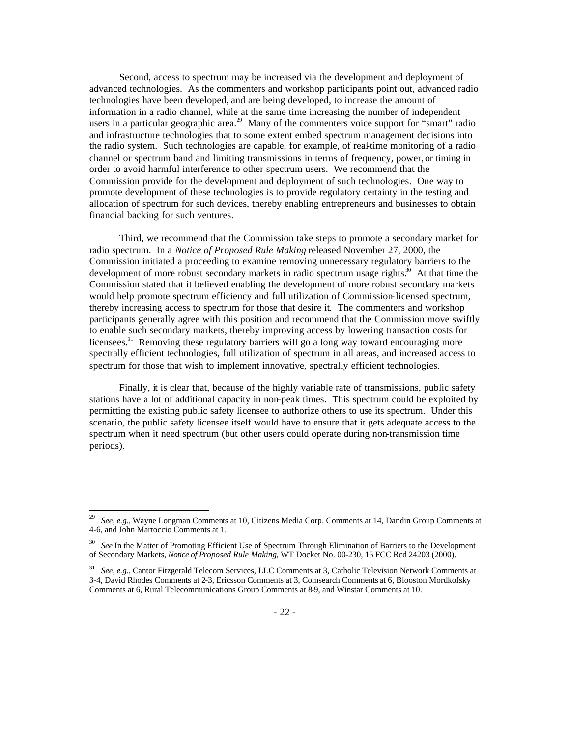Second, access to spectrum may be increased via the development and deployment of advanced technologies. As the commenters and workshop participants point out, advanced radio technologies have been developed, and are being developed, to increase the amount of information in a radio channel, while at the same time increasing the number of independent users in a particular geographic area.[29] Many of the commenters voice support for "smart" radio and infrastructure technologies that to some extent embed spectrum management decisions into the radio system. Such technologies are capable, for example, of real-time monitoring of a radio channel or spectrum band and limiting transmissions in terms of frequency, power, or timing in order to avoid harmful interference to other spectrum users. We recommend that the Commission provide for the development and deployment of such technologies. One way to promote development of these technologies is to provide regulatory certainty in the testing and allocation of spectrum for such devices, thereby enabling entrepreneurs and businesses to obtain financial backing for such ventures.

Third, we recommend that the Commission take steps to promote a secondary market for radio spectrum. In a *Notice of Proposed Rule Making* released November 27, 2000, the Commission initiated a proceeding to examine removing unnecessary regulatory barriers to the development of more robust secondary markets in radio spectrum usage rights.[30] At that time the Commission stated that it believed enabling the development of more robust secondary markets would help promote spectrum efficiency and full utilization of Commission-licensed spectrum, thereby increasing access to spectrum for those that desire it. The commenters and workshop participants generally agree with this position and recommend that the Commission move swiftly to enable such secondary markets, thereby improving access by lowering transaction costs for licensees.[31] Removing these regulatory barriers will go a long way toward encouraging more spectrally efficient technologies, full utilization of spectrum in all areas, and increased access to spectrum for those that wish to implement innovative, spectrally efficient technologies.

Finally, it is clear that, because of the highly variable rate of transmissions, public safety stations have a lot of additional capacity in non-peak times. This spectrum could be exploited by permitting the existing public safety licensee to authorize others to use its spectrum. Under this scenario, the public safety licensee itself would have to ensure that it gets adequate access to the spectrum when it need spectrum (but other users could operate during non-transmission time periods).

---

[29] *See, e.g.*, Wayne Longman Comments at 10, Citizens Media Corp. Comments at 14, Dandin Group Comments at 4-6, and John Martoccio Comments at 1.

[30] *See* In the Matter of Promoting Efficient Use of Spectrum Through Elimination of Barriers to the Development of Secondary Markets, *Notice of Proposed Rule Making*, WT Docket No. 00-230, 15 FCC Rcd 24203 (2000).

[31] *See, e.g.*, Cantor Fitzgerald Telecom Services, LLC Comments at 3, Catholic Television Network Comments at 3-4, David Rhodes Comments at 2-3, Ericsson Comments at 3, Comsearch Comments at 6, Blooston Mordkofsky Comments at 6, Rural Telecommunications Group Comments at 8-9, and Winstar Comments at 10.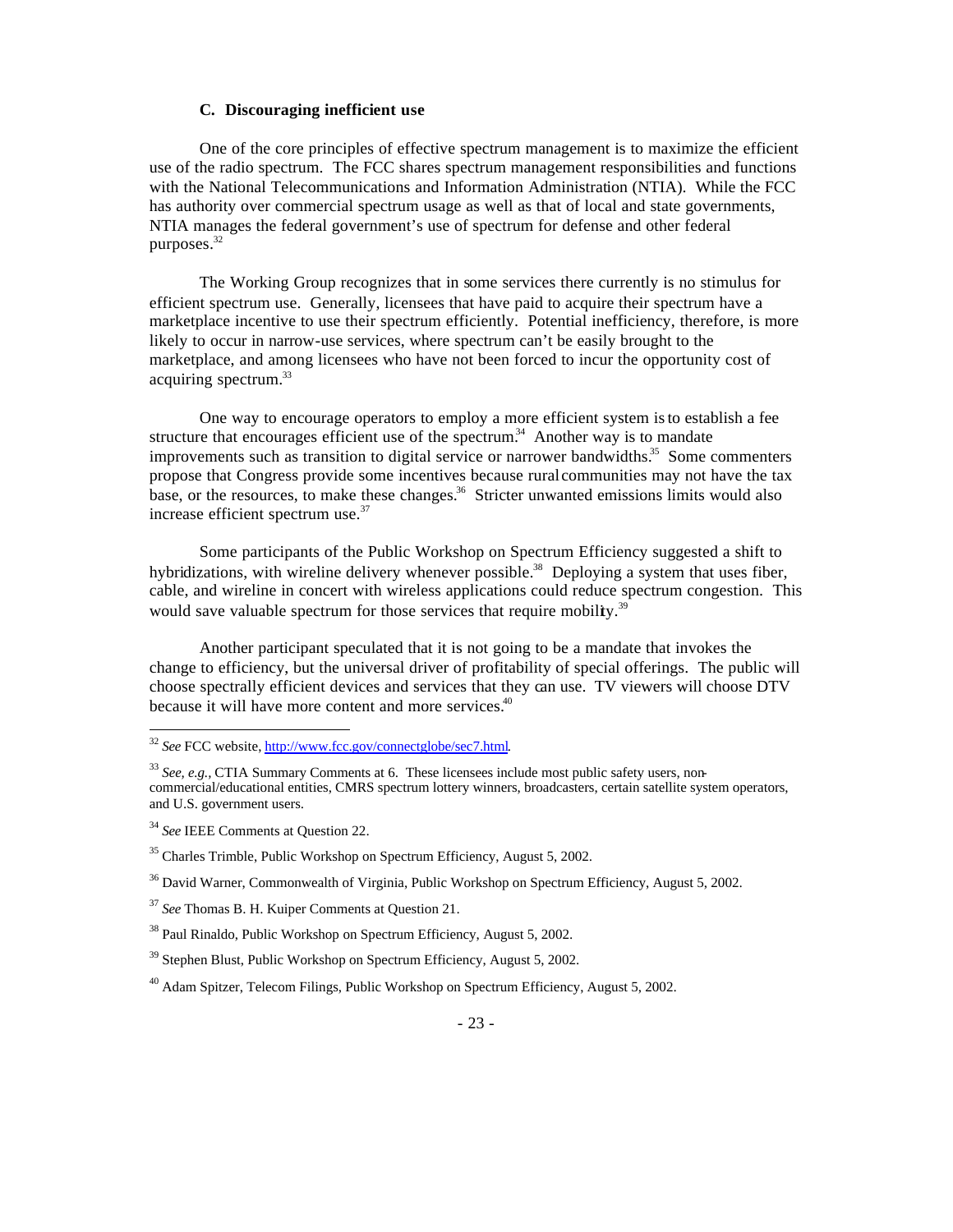### C. Discouraging inefficient use

One of the core principles of effective spectrum management is to maximize the efficient use of the radio spectrum. The FCC shares spectrum management responsibilities and functions with the National Telecommunications and Information Administration (NTIA). While the FCC has authority over commercial spectrum usage as well as that of local and state governments, NTIA manages the federal government's use of spectrum for defense and other federal purposes.[32]

The Working Group recognizes that in some services there currently is no stimulus for efficient spectrum use. Generally, licensees that have paid to acquire their spectrum have a marketplace incentive to use their spectrum efficiently. Potential inefficiency, therefore, is more likely to occur in narrow-use services, where spectrum can't be easily brought to the marketplace, and among licensees who have not been forced to incur the opportunity cost of acquiring spectrum.[33]

One way to encourage operators to employ a more efficient system is to establish a fee structure that encourages efficient use of the spectrum.[34] Another way is to mandate improvements such as transition to digital service or narrower bandwidths.[35] Some commenters propose that Congress provide some incentives because rural communities may not have the tax base, or the resources, to make these changes.[36] Stricter unwanted emissions limits would also increase efficient spectrum use.[37]

Some participants of the Public Workshop on Spectrum Efficiency suggested a shift to hybridizations, with wireline delivery whenever possible.[38] Deploying a system that uses fiber, cable, and wireline in concert with wireless applications could reduce spectrum congestion. This would save valuable spectrum for those services that require mobility.[39]

Another participant speculated that it is not going to be a mandate that invokes the change to efficiency, but the universal driver of profitability of special offerings. The public will choose spectrally efficient devices and services that they can use. TV viewers will choose DTV because it will have more content and more services.[40]

---

[32] *See* FCC website, http://www.fcc.gov/connectglobe/sec7.html.

[33] *See, e.g.,* CTIA Summary Comments at 6. These licensees include most public safety users, non-commercial/educational entities, CMRS spectrum lottery winners, broadcasters, certain satellite system operators, and U.S. government users.

[34] *See* IEEE Comments at Question 22.

[35] Charles Trimble, Public Workshop on Spectrum Efficiency, August 5, 2002.

[36] David Warner, Commonwealth of Virginia, Public Workshop on Spectrum Efficiency, August 5, 2002.

[37] *See* Thomas B. H. Kuiper Comments at Question 21.

[38] Paul Rinaldo, Public Workshop on Spectrum Efficiency, August 5, 2002.

[39] Stephen Blust, Public Workshop on Spectrum Efficiency, August 5, 2002.

[40] Adam Spitzer, Telecom Filings, Public Workshop on Spectrum Efficiency, August 5, 2002.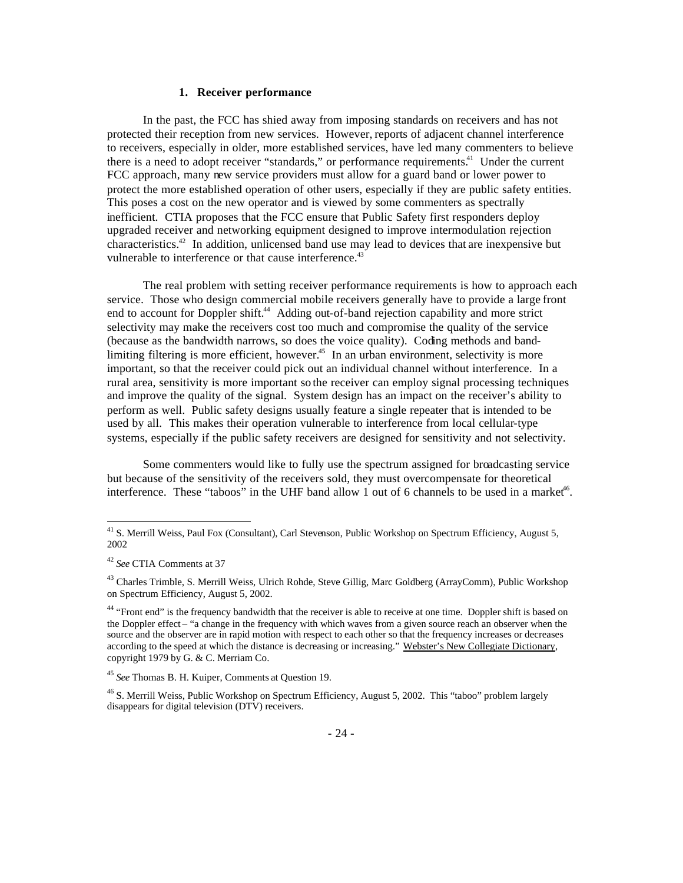### 1. Receiver performance

In the past, the FCC has shied away from imposing standards on receivers and has not protected their reception from new services. However, reports of adjacent channel interference to receivers, especially in older, more established services, have led many commenters to believe there is a need to adopt receiver "standards," or performance requirements.[41] Under the current FCC approach, many new service providers must allow for a guard band or lower power to protect the more established operation of other users, especially if they are public safety entities. This poses a cost on the new operator and is viewed by some commenters as spectrally inefficient. CTIA proposes that the FCC ensure that Public Safety first responders deploy upgraded receiver and networking equipment designed to improve intermodulation rejection characteristics.[42] In addition, unlicensed band use may lead to devices that are inexpensive but vulnerable to interference or that cause interference.[43]

The real problem with setting receiver performance requirements is how to approach each service. Those who design commercial mobile receivers generally have to provide a large front end to account for Doppler shift.[44] Adding out-of-band rejection capability and more strict selectivity may make the receivers cost too much and compromise the quality of the service (because as the bandwidth narrows, so does the voice quality). Coding methods and band-limiting filtering is more efficient, however.[45] In an urban environment, selectivity is more important, so that the receiver could pick out an individual channel without interference. In a rural area, sensitivity is more important so the receiver can employ signal processing techniques and improve the quality of the signal. System design has an impact on the receiver's ability to perform as well. Public safety designs usually feature a single repeater that is intended to be used by all. This makes their operation vulnerable to interference from local cellular-type systems, especially if the public safety receivers are designed for sensitivity and not selectivity.

Some commenters would like to fully use the spectrum assigned for broadcasting service but because of the sensitivity of the receivers sold, they must overcompensate for theoretical interference. These "taboos" in the UHF band allow 1 out of 6 channels to be used in a market[46].

---

[41] S. Merrill Weiss, Paul Fox (Consultant), Carl Stevenson, Public Workshop on Spectrum Efficiency, August 5, 2002

[42] *See* CTIA Comments at 37

[43] Charles Trimble, S. Merrill Weiss, Ulrich Rohde, Steve Gillig, Marc Goldberg (ArrayComm), Public Workshop on Spectrum Efficiency, August 5, 2002.

[44] "Front end" is the frequency bandwidth that the receiver is able to receive at one time. Doppler shift is based on the Doppler effect – "a change in the frequency with which waves from a given source reach an observer when the source and the observer are in rapid motion with respect to each other so that the frequency increases or decreases according to the speed at which the distance is decreasing or increasing." Webster's New Collegiate Dictionary, copyright 1979 by G. & C. Merriam Co.

[45] *See* Thomas B. H. Kuiper, Comments at Question 19.

[46] S. Merrill Weiss, Public Workshop on Spectrum Efficiency, August 5, 2002. This "taboo" problem largely disappears for digital television (DTV) receivers.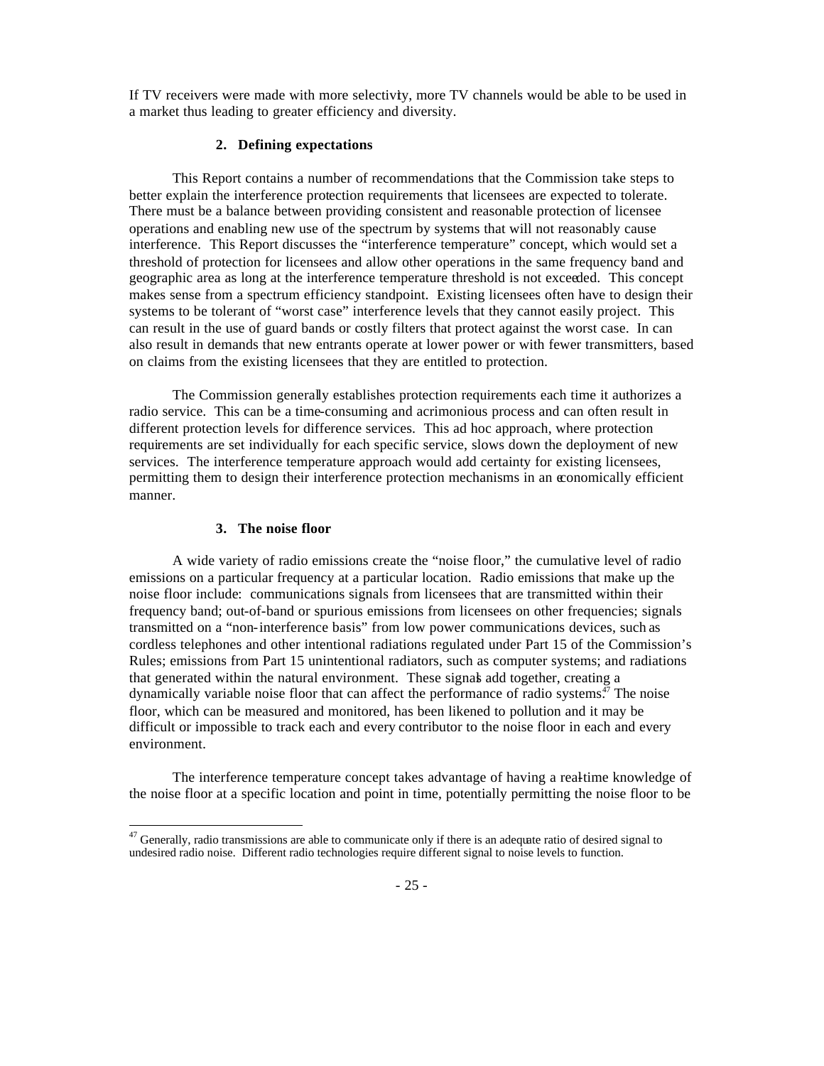If TV receivers were made with more selectivity, more TV channels would be able to be used in a market thus leading to greater efficiency and diversity.

### 2. Defining expectations

This Report contains a number of recommendations that the Commission take steps to better explain the interference protection requirements that licensees are expected to tolerate. There must be a balance between providing consistent and reasonable protection of licensee operations and enabling new use of the spectrum by systems that will not reasonably cause interference. This Report discusses the "interference temperature" concept, which would set a threshold of protection for licensees and allow other operations in the same frequency band and geographic area as long at the interference temperature threshold is not exceeded. This concept makes sense from a spectrum efficiency standpoint. Existing licensees often have to design their systems to be tolerant of "worst case" interference levels that they cannot easily project. This can result in the use of guard bands or costly filters that protect against the worst case. In can also result in demands that new entrants operate at lower power or with fewer transmitters, based on claims from the existing licensees that they are entitled to protection.

The Commission generally establishes protection requirements each time it authorizes a radio service. This can be a time-consuming and acrimonious process and can often result in different protection levels for difference services. This ad hoc approach, where protection requirements are set individually for each specific service, slows down the deployment of new services. The interference temperature approach would add certainty for existing licensees, permitting them to design their interference protection mechanisms in an economically efficient manner.

### 3. The noise floor

A wide variety of radio emissions create the "noise floor," the cumulative level of radio emissions on a particular frequency at a particular location. Radio emissions that make up the noise floor include: communications signals from licensees that are transmitted within their frequency band; out-of-band or spurious emissions from licensees on other frequencies; signals transmitted on a "non-interference basis" from low power communications devices, such as cordless telephones and other intentional radiations regulated under Part 15 of the Commission's Rules; emissions from Part 15 unintentional radiators, such as computer systems; and radiations that generated within the natural environment. These signals add together, creating a dynamically variable noise floor that can affect the performance of radio systems.[47] The noise floor, which can be measured and monitored, has been likened to pollution and it may be difficult or impossible to track each and every contributor to the noise floor in each and every environment.

The interference temperature concept takes advantage of having a real-time knowledge of the noise floor at a specific location and point in time, potentially permitting the noise floor to be

[47] Generally, radio transmissions are able to communicate only if there is an adequate ratio of desired signal to undesired radio noise. Different radio technologies require different signal to noise levels to function.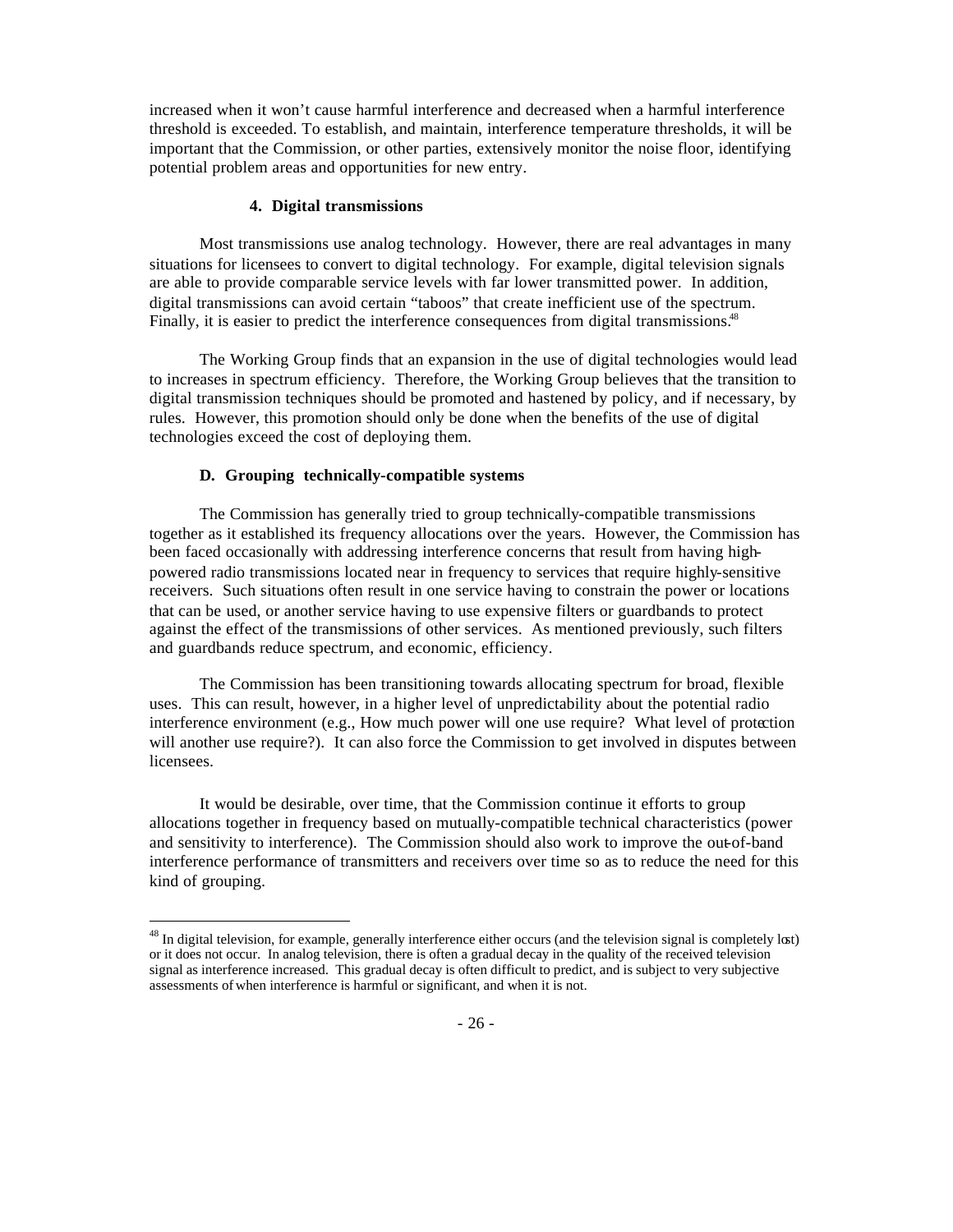increased when it won't cause harmful interference and decreased when a harmful interference threshold is exceeded. To establish, and maintain, interference temperature thresholds, it will be important that the Commission, or other parties, extensively monitor the noise floor, identifying potential problem areas and opportunities for new entry.

#### 4. Digital transmissions

Most transmissions use analog technology. However, there are real advantages in many situations for licensees to convert to digital technology. For example, digital television signals are able to provide comparable service levels with far lower transmitted power. In addition, digital transmissions can avoid certain "taboos" that create inefficient use of the spectrum. Finally, it is easier to predict the interference consequences from digital transmissions.[48]

The Working Group finds that an expansion in the use of digital technologies would lead to increases in spectrum efficiency. Therefore, the Working Group believes that the transition to digital transmission techniques should be promoted and hastened by policy, and if necessary, by rules. However, this promotion should only be done when the benefits of the use of digital technologies exceed the cost of deploying them.

### D. Grouping technically-compatible systems

The Commission has generally tried to group technically-compatible transmissions together as it established its frequency allocations over the years. However, the Commission has been faced occasionally with addressing interference concerns that result from having high-powered radio transmissions located near in frequency to services that require highly-sensitive receivers. Such situations often result in one service having to constrain the power or locations that can be used, or another service having to use expensive filters or guardbands to protect against the effect of the transmissions of other services. As mentioned previously, such filters and guardbands reduce spectrum, and economic, efficiency.

The Commission has been transitioning towards allocating spectrum for broad, flexible uses. This can result, however, in a higher level of unpredictability about the potential radio interference environment (e.g., How much power will one use require? What level of protection will another use require?). It can also force the Commission to get involved in disputes between licensees.

It would be desirable, over time, that the Commission continue it efforts to group allocations together in frequency based on mutually-compatible technical characteristics (power and sensitivity to interference). The Commission should also work to improve the out-of-band interference performance of transmitters and receivers over time so as to reduce the need for this kind of grouping.

---

[48] In digital television, for example, generally interference either occurs (and the television signal is completely lost) or it does not occur. In analog television, there is often a gradual decay in the quality of the received television signal as interference increased. This gradual decay is often difficult to predict, and is subject to very subjective assessments of when interference is harmful or significant, and when it is not.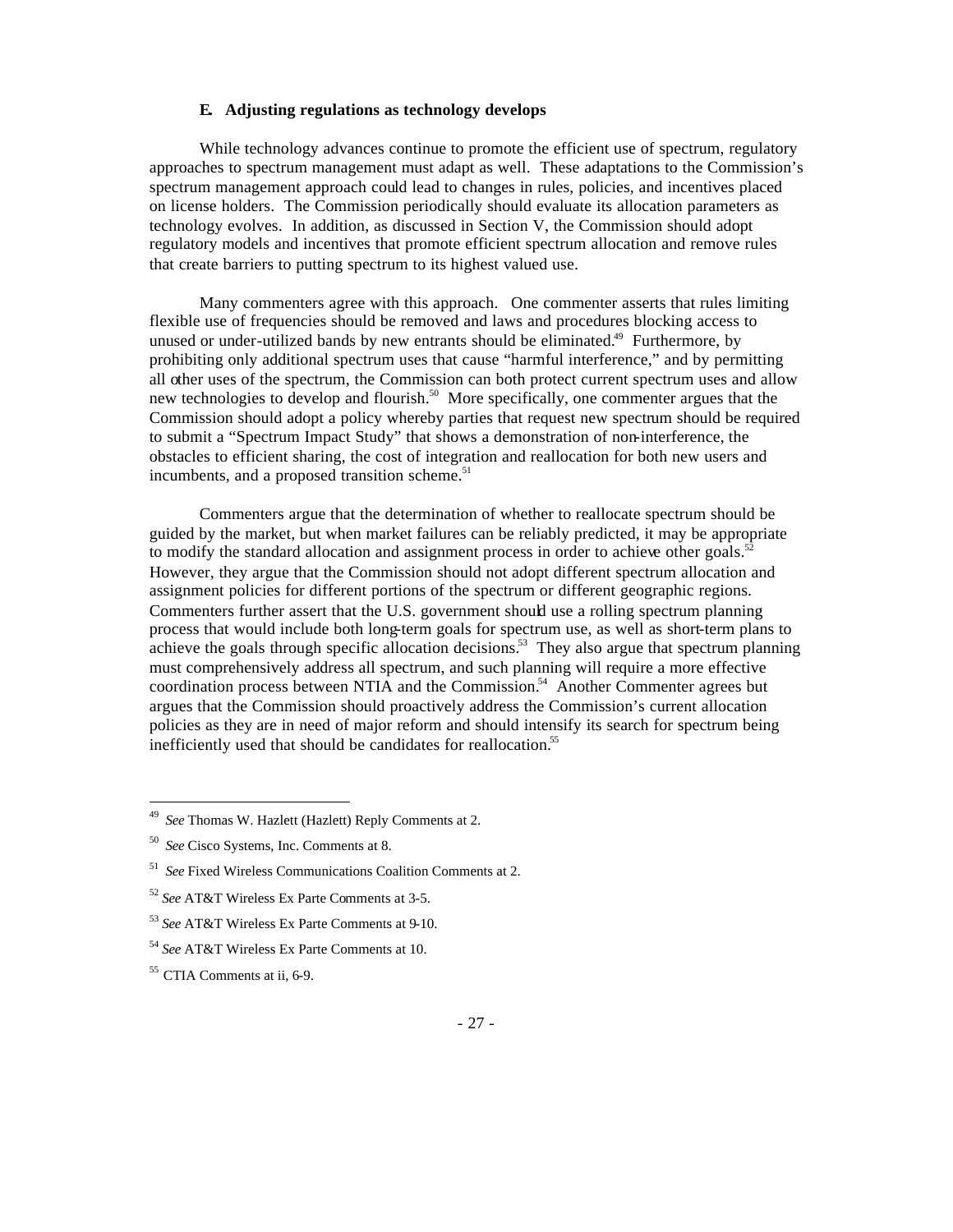### E. Adjusting regulations as technology develops

While technology advances continue to promote the efficient use of spectrum, regulatory approaches to spectrum management must adapt as well. These adaptations to the Commission's spectrum management approach could lead to changes in rules, policies, and incentives placed on license holders. The Commission periodically should evaluate its allocation parameters as technology evolves. In addition, as discussed in Section V, the Commission should adopt regulatory models and incentives that promote efficient spectrum allocation and remove rules that create barriers to putting spectrum to its highest valued use.

Many commenters agree with this approach. One commenter asserts that rules limiting flexible use of frequencies should be removed and laws and procedures blocking access to unused or under-utilized bands by new entrants should be eliminated.[49] Furthermore, by prohibiting only additional spectrum uses that cause "harmful interference," and by permitting all other uses of the spectrum, the Commission can both protect current spectrum uses and allow new technologies to develop and flourish.[50] More specifically, one commenter argues that the Commission should adopt a policy whereby parties that request new spectrum should be required to submit a "Spectrum Impact Study" that shows a demonstration of non-interference, the obstacles to efficient sharing, the cost of integration and reallocation for both new users and incumbents, and a proposed transition scheme.[51]

Commenters argue that the determination of whether to reallocate spectrum should be guided by the market, but when market failures can be reliably predicted, it may be appropriate to modify the standard allocation and assignment process in order to achieve other goals.[52] However, they argue that the Commission should not adopt different spectrum allocation and assignment policies for different portions of the spectrum or different geographic regions. Commenters further assert that the U.S. government should use a rolling spectrum planning process that would include both long-term goals for spectrum use, as well as short-term plans to achieve the goals through specific allocation decisions.[53] They also argue that spectrum planning must comprehensively address all spectrum, and such planning will require a more effective coordination process between NTIA and the Commission.[54] Another Commenter agrees but argues that the Commission should proactively address the Commission's current allocation policies as they are in need of major reform and should intensify its search for spectrum being inefficiently used that should be candidates for reallocation.[55]

---

[49] *See* Thomas W. Hazlett (Hazlett) Reply Comments at 2.

[50] *See* Cisco Systems, Inc. Comments at 8.

[51] *See* Fixed Wireless Communications Coalition Comments at 2.

[52] *See* AT&T Wireless Ex Parte Comments at 3-5.

[53] *See* AT&T Wireless Ex Parte Comments at 9-10.

[54] *See* AT&T Wireless Ex Parte Comments at 10.

[55] CTIA Comments at ii, 6-9.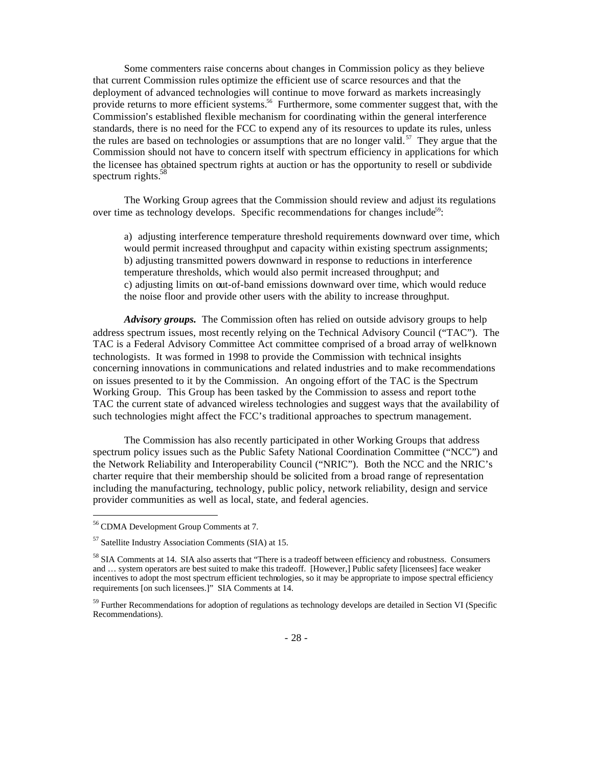Some commenters raise concerns about changes in Commission policy as they believe that current Commission rules optimize the efficient use of scarce resources and that the deployment of advanced technologies will continue to move forward as markets increasingly provide returns to more efficient systems.[56] Furthermore, some commenter suggest that, with the Commission's established flexible mechanism for coordinating within the general interference standards, there is no need for the FCC to expend any of its resources to update its rules, unless the rules are based on technologies or assumptions that are no longer valid.[57] They argue that the Commission should not have to concern itself with spectrum efficiency in applications for which the licensee has obtained spectrum rights at auction or has the opportunity to resell or subdivide spectrum rights.[58]

The Working Group agrees that the Commission should review and adjust its regulations over time as technology develops. Specific recommendations for changes include[59]:

a) adjusting interference temperature threshold requirements downward over time, which would permit increased throughput and capacity within existing spectrum assignments;
b) adjusting transmitted powers downward in response to reductions in interference temperature thresholds, which would also permit increased throughput; and
c) adjusting limits on out-of-band emissions downward over time, which would reduce the noise floor and provide other users with the ability to increase throughput.

***Advisory groups.*** The Commission often has relied on outside advisory groups to help address spectrum issues, most recently relying on the Technical Advisory Council ("TAC"). The TAC is a Federal Advisory Committee Act committee comprised of a broad array of well-known technologists. It was formed in 1998 to provide the Commission with technical insights concerning innovations in communications and related industries and to make recommendations on issues presented to it by the Commission. An ongoing effort of the TAC is the Spectrum Working Group. This Group has been tasked by the Commission to assess and report to the TAC the current state of advanced wireless technologies and suggest ways that the availability of such technologies might affect the FCC's traditional approaches to spectrum management.

The Commission has also recently participated in other Working Groups that address spectrum policy issues such as the Public Safety National Coordination Committee ("NCC") and the Network Reliability and Interoperability Council ("NRIC"). Both the NCC and the NRIC's charter require that their membership should be solicited from a broad range of representation including the manufacturing, technology, public policy, network reliability, design and service provider communities as well as local, state, and federal agencies.

---

[56] CDMA Development Group Comments at 7.

[57] Satellite Industry Association Comments (SIA) at 15.

[58] SIA Comments at 14. SIA also asserts that "There is a tradeoff between efficiency and robustness. Consumers and … system operators are best suited to make this tradeoff. [However,] Public safety [licensees] face weaker incentives to adopt the most spectrum efficient technologies, so it may be appropriate to impose spectral efficiency requirements [on such licensees.]" SIA Comments at 14.

[59] Further Recommendations for adoption of regulations as technology develops are detailed in Section VI (Specific Recommendations).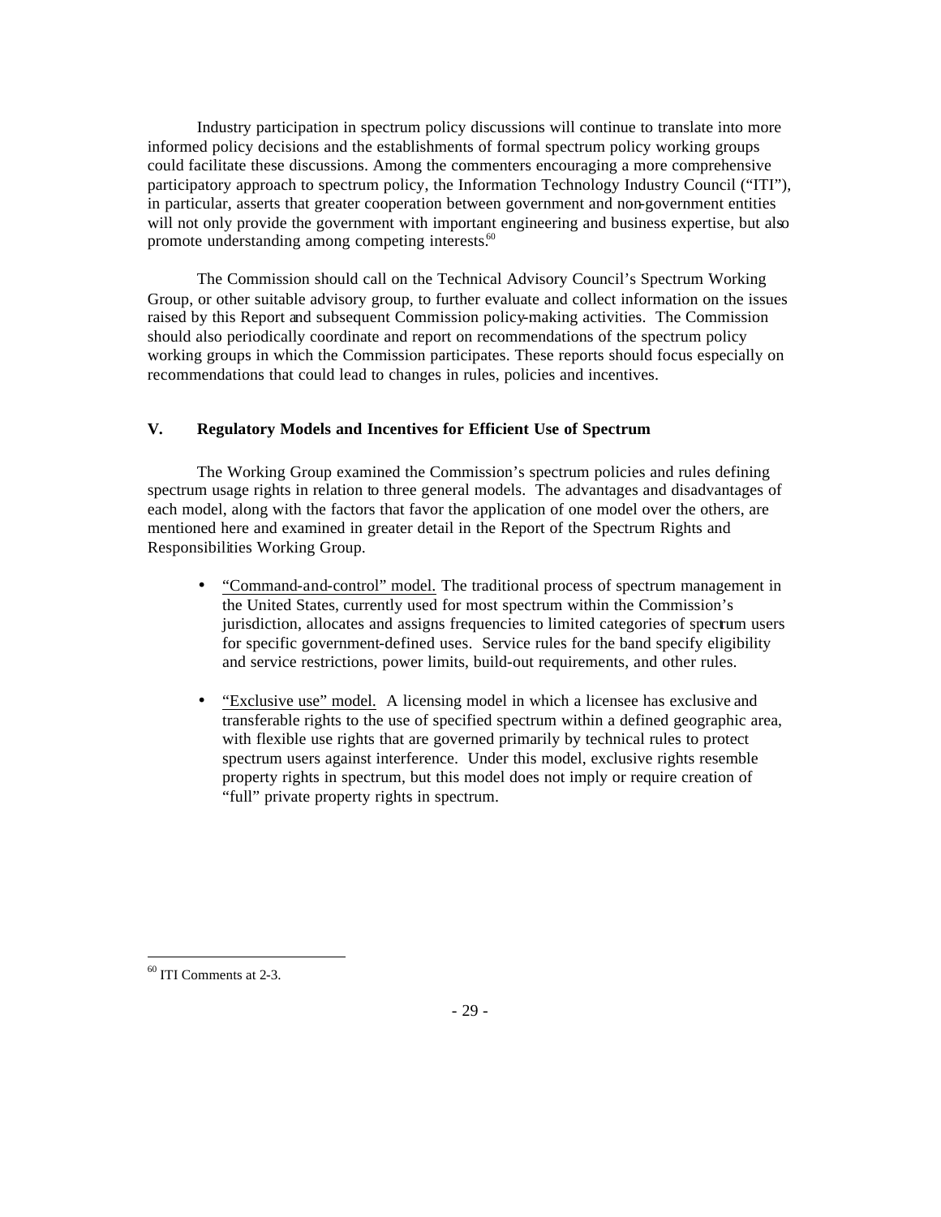Industry participation in spectrum policy discussions will continue to translate into more informed policy decisions and the establishments of formal spectrum policy working groups could facilitate these discussions. Among the commenters encouraging a more comprehensive participatory approach to spectrum policy, the Information Technology Industry Council ("ITI"), in particular, asserts that greater cooperation between government and non-government entities will not only provide the government with important engineering and business expertise, but also promote understanding among competing interests.[60]

The Commission should call on the Technical Advisory Council's Spectrum Working Group, or other suitable advisory group, to further evaluate and collect information on the issues raised by this Report and subsequent Commission policy-making activities. The Commission should also periodically coordinate and report on recommendations of the spectrum policy working groups in which the Commission participates. These reports should focus especially on recommendations that could lead to changes in rules, policies and incentives.

## V. Regulatory Models and Incentives for Efficient Use of Spectrum

The Working Group examined the Commission's spectrum policies and rules defining spectrum usage rights in relation to three general models. The advantages and disadvantages of each model, along with the factors that favor the application of one model over the others, are mentioned here and examined in greater detail in the Report of the Spectrum Rights and Responsibilities Working Group.

- "Command-and-control" model. The traditional process of spectrum management in the United States, currently used for most spectrum within the Commission's jurisdiction, allocates and assigns frequencies to limited categories of spectrum users for specific government-defined uses. Service rules for the band specify eligibility and service restrictions, power limits, build-out requirements, and other rules.

- "Exclusive use" model. A licensing model in which a licensee has exclusive and transferable rights to the use of specified spectrum within a defined geographic area, with flexible use rights that are governed primarily by technical rules to protect spectrum users against interference. Under this model, exclusive rights resemble property rights in spectrum, but this model does not imply or require creation of "full" private property rights in spectrum.

[60] ITI Comments at 2-3.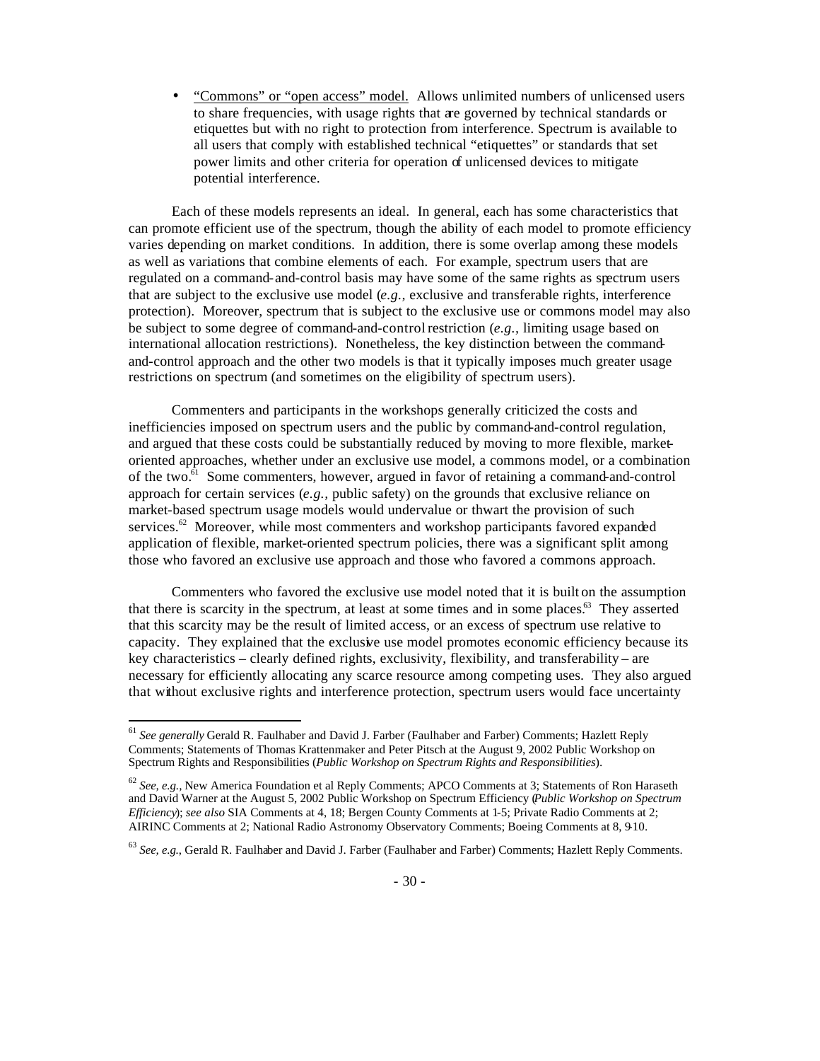- <u>"Commons" or "open access" model.</u> Allows unlimited numbers of unlicensed users to share frequencies, with usage rights that are governed by technical standards or etiquettes but with no right to protection from interference. Spectrum is available to all users that comply with established technical "etiquettes" or standards that set power limits and other criteria for operation of unlicensed devices to mitigate potential interference.

Each of these models represents an ideal. In general, each has some characteristics that can promote efficient use of the spectrum, though the ability of each model to promote efficiency varies depending on market conditions. In addition, there is some overlap among these models as well as variations that combine elements of each. For example, spectrum users that are regulated on a command-and-control basis may have some of the same rights as spectrum users that are subject to the exclusive use model (*e.g.,* exclusive and transferable rights, interference protection). Moreover, spectrum that is subject to the exclusive use or commons model may also be subject to some degree of command-and-control restriction (*e.g.,* limiting usage based on international allocation restrictions). Nonetheless, the key distinction between the command-and-control approach and the other two models is that it typically imposes much greater usage restrictions on spectrum (and sometimes on the eligibility of spectrum users).

Commenters and participants in the workshops generally criticized the costs and inefficiencies imposed on spectrum users and the public by command-and-control regulation, and argued that these costs could be substantially reduced by moving to more flexible, market-oriented approaches, whether under an exclusive use model, a commons model, or a combination of the two.[61] Some commenters, however, argued in favor of retaining a command-and-control approach for certain services (*e.g.,* public safety) on the grounds that exclusive reliance on market-based spectrum usage models would undervalue or thwart the provision of such services.[62] Moreover, while most commenters and workshop participants favored expanded application of flexible, market-oriented spectrum policies, there was a significant split among those who favored an exclusive use approach and those who favored a commons approach.

Commenters who favored the exclusive use model noted that it is built on the assumption that there is scarcity in the spectrum, at least at some times and in some places.[63] They asserted that this scarcity may be the result of limited access, or an excess of spectrum use relative to capacity. They explained that the exclusive use model promotes economic efficiency because its key characteristics – clearly defined rights, exclusivity, flexibility, and transferability – are necessary for efficiently allocating any scarce resource among competing uses. They also argued that without exclusive rights and interference protection, spectrum users would face uncertainty

---

[61] *See generally* Gerald R. Faulhaber and David J. Farber (Faulhaber and Farber) Comments; Hazlett Reply Comments; Statements of Thomas Krattenmaker and Peter Pitsch at the August 9, 2002 Public Workshop on Spectrum Rights and Responsibilities (*Public Workshop on Spectrum Rights and Responsibilities*).

[62] *See, e.g.,* New America Foundation et al Reply Comments; APCO Comments at 3; Statements of Ron Haraseth and David Warner at the August 5, 2002 Public Workshop on Spectrum Efficiency (*Public Workshop on Spectrum Efficiency*); *see also* SIA Comments at 4, 18; Bergen County Comments at 1-5; Private Radio Comments at 2; AIRINC Comments at 2; National Radio Astronomy Observatory Comments; Boeing Comments at 8, 9-10.

[63] *See, e.g.,* Gerald R. Faulhaber and David J. Farber (Faulhaber and Farber) Comments; Hazlett Reply Comments.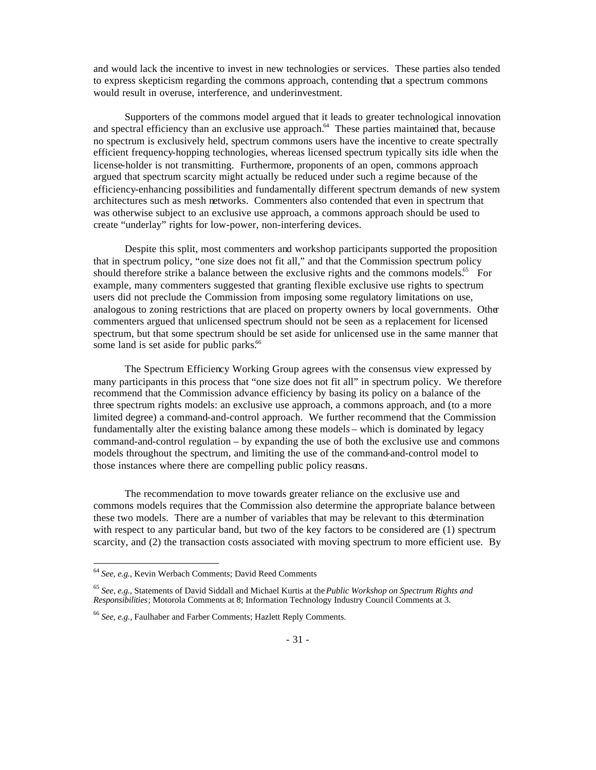and would lack the incentive to invest in new technologies or services. These parties also tended to express skepticism regarding the commons approach, contending that a spectrum commons would result in overuse, interference, and underinvestment.

Supporters of the commons model argued that it leads to greater technological innovation and spectral efficiency than an exclusive use approach.[64] These parties maintained that, because no spectrum is exclusively held, spectrum commons users have the incentive to create spectrally efficient frequency-hopping technologies, whereas licensed spectrum typically sits idle when the license-holder is not transmitting. Furthermore, proponents of an open, commons approach argued that spectrum scarcity might actually be reduced under such a regime because of the efficiency-enhancing possibilities and fundamentally different spectrum demands of new system architectures such as mesh networks. Commenters also contended that even in spectrum that was otherwise subject to an exclusive use approach, a commons approach should be used to create "underlay" rights for low-power, non-interfering devices.

Despite this split, most commenters and workshop participants supported the proposition that in spectrum policy, "one size does not fit all," and that the Commission spectrum policy should therefore strike a balance between the exclusive rights and the commons models.[65] For example, many commenters suggested that granting flexible exclusive use rights to spectrum users did not preclude the Commission from imposing some regulatory limitations on use, analogous to zoning restrictions that are placed on property owners by local governments. Other commenters argued that unlicensed spectrum should not be seen as a replacement for licensed spectrum, but that some spectrum should be set aside for unlicensed use in the same manner that some land is set aside for public parks.[66]

The Spectrum Efficiency Working Group agrees with the consensus view expressed by many participants in this process that "one size does not fit all" in spectrum policy. We therefore recommend that the Commission advance efficiency by basing its policy on a balance of the three spectrum rights models: an exclusive use approach, a commons approach, and (to a more limited degree) a command-and-control approach. We further recommend that the Commission fundamentally alter the existing balance among these models – which is dominated by legacy command-and-control regulation – by expanding the use of both the exclusive use and commons models throughout the spectrum, and limiting the use of the command-and-control model to those instances where there are compelling public policy reasons.

The recommendation to move towards greater reliance on the exclusive use and commons models requires that the Commission also determine the appropriate balance between these two models. There are a number of variables that may be relevant to this determination with respect to any particular band, but two of the key factors to be considered are (1) spectrum scarcity, and (2) the transaction costs associated with moving spectrum to more efficient use. By

---

[64] *See, e.g.*, Kevin Werbach Comments; David Reed Comments

[65] *See, e.g.*, Statements of David Siddall and Michael Kurtis at the *Public Workshop on Spectrum Rights and Responsibilities*; Motorola Comments at 8; Information Technology Industry Council Comments at 3.

[66] *See, e.g.*, Faulhaber and Farber Comments; Hazlett Reply Comments.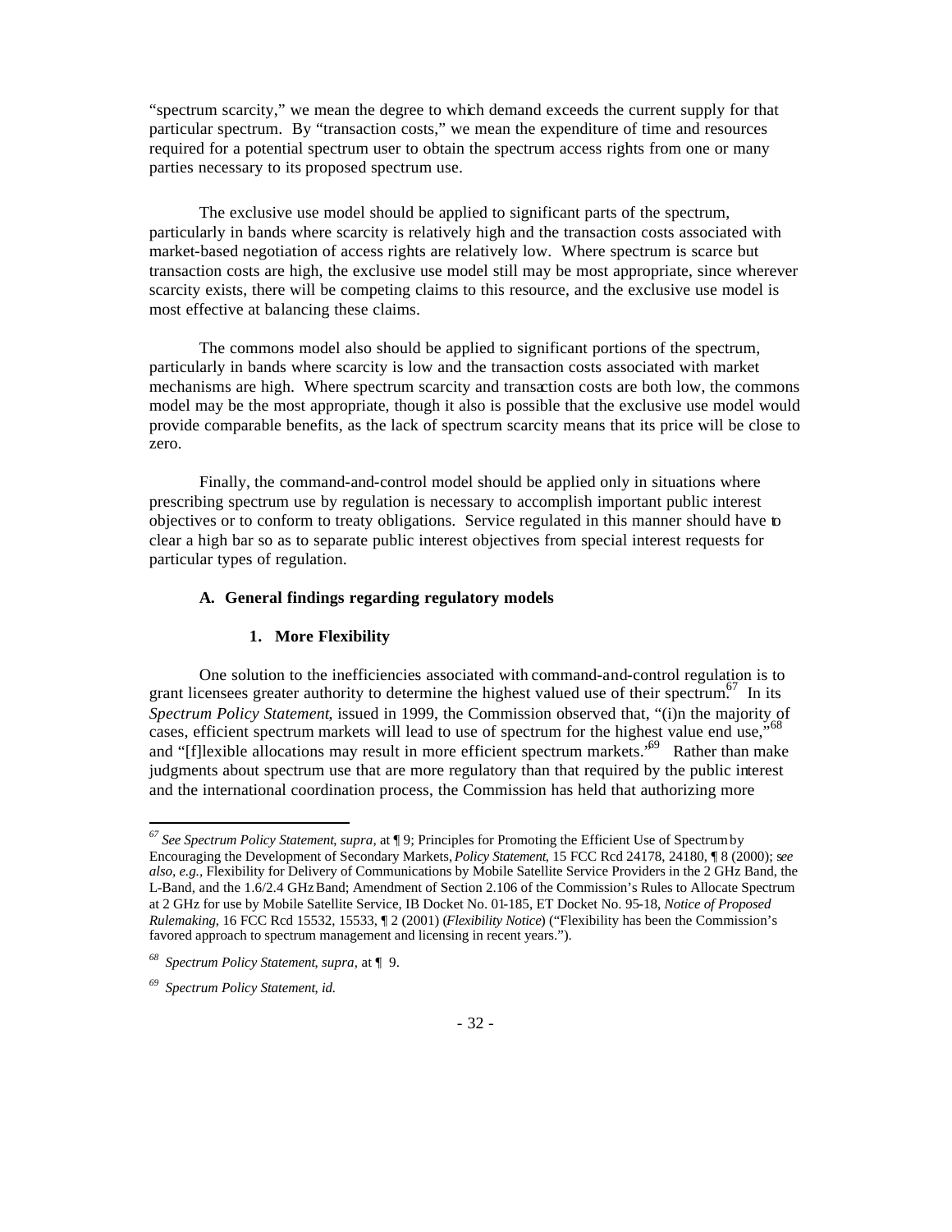"spectrum scarcity," we mean the degree to which demand exceeds the current supply for that particular spectrum. By "transaction costs," we mean the expenditure of time and resources required for a potential spectrum user to obtain the spectrum access rights from one or many parties necessary to its proposed spectrum use.

The exclusive use model should be applied to significant parts of the spectrum, particularly in bands where scarcity is relatively high and the transaction costs associated with market-based negotiation of access rights are relatively low. Where spectrum is scarce but transaction costs are high, the exclusive use model still may be most appropriate, since wherever scarcity exists, there will be competing claims to this resource, and the exclusive use model is most effective at balancing these claims.

The commons model also should be applied to significant portions of the spectrum, particularly in bands where scarcity is low and the transaction costs associated with market mechanisms are high. Where spectrum scarcity and transaction costs are both low, the commons model may be the most appropriate, though it also is possible that the exclusive use model would provide comparable benefits, as the lack of spectrum scarcity means that its price will be close to zero.

Finally, the command-and-control model should be applied only in situations where prescribing spectrum use by regulation is necessary to accomplish important public interest objectives or to conform to treaty obligations. Service regulated in this manner should have to clear a high bar so as to separate public interest objectives from special interest requests for particular types of regulation.

### A. General findings regarding regulatory models

#### 1. More Flexibility

One solution to the inefficiencies associated with command-and-control regulation is to grant licensees greater authority to determine the highest valued use of their spectrum.[67] In its *Spectrum Policy Statement*, issued in 1999, the Commission observed that, "(i)n the majority of cases, efficient spectrum markets will lead to use of spectrum for the highest value end use,"[68] and "[f]lexible allocations may result in more efficient spectrum markets."[69] Rather than make judgments about spectrum use that are more regulatory than that required by the public interest and the international coordination process, the Commission has held that authorizing more

---

[67] *See Spectrum Policy Statement, supra,* at ¶ 9; Principles for Promoting the Efficient Use of Spectrum by Encouraging the Development of Secondary Markets, *Policy Statement*, 15 FCC Rcd 24178, 24180, ¶ 8 (2000); *see also, e.g.*, Flexibility for Delivery of Communications by Mobile Satellite Service Providers in the 2 GHz Band, the L-Band, and the 1.6/2.4 GHz Band; Amendment of Section 2.106 of the Commission's Rules to Allocate Spectrum at 2 GHz for use by Mobile Satellite Service, IB Docket No. 01-185, ET Docket No. 95-18, *Notice of Proposed Rulemaking*, 16 FCC Rcd 15532, 15533, ¶ 2 (2001) (*Flexibility Notice*) ("Flexibility has been the Commission's favored approach to spectrum management and licensing in recent years.").

[68] *Spectrum Policy Statement, supra,* at ¶ 9.

[69] *Spectrum Policy Statement, id.*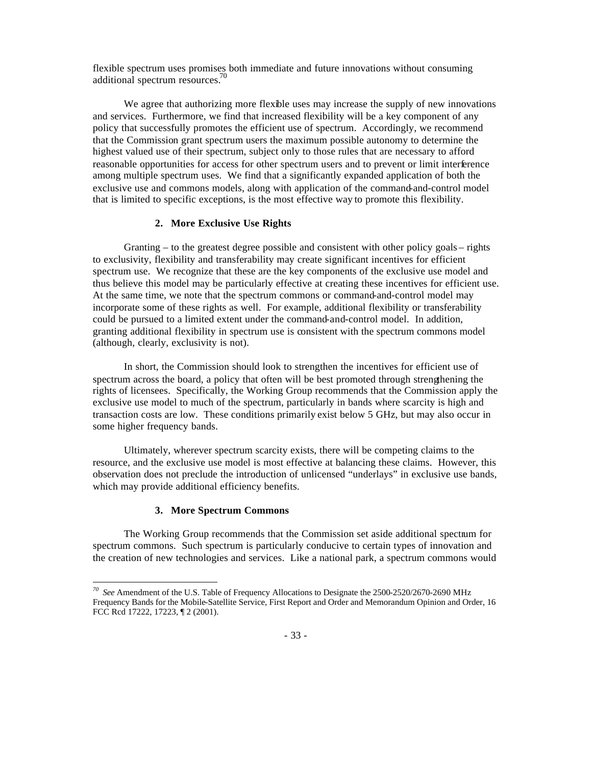flexible spectrum uses promises both immediate and future innovations without consuming additional spectrum resources.[70]

We agree that authorizing more flexible uses may increase the supply of new innovations and services. Furthermore, we find that increased flexibility will be a key component of any policy that successfully promotes the efficient use of spectrum. Accordingly, we recommend that the Commission grant spectrum users the maximum possible autonomy to determine the highest valued use of their spectrum, subject only to those rules that are necessary to afford reasonable opportunities for access for other spectrum users and to prevent or limit interference among multiple spectrum uses. We find that a significantly expanded application of both the exclusive use and commons models, along with application of the command-and-control model that is limited to specific exceptions, is the most effective way to promote this flexibility.

### 2. More Exclusive Use Rights

Granting – to the greatest degree possible and consistent with other policy goals – rights to exclusivity, flexibility and transferability may create significant incentives for efficient spectrum use. We recognize that these are the key components of the exclusive use model and thus believe this model may be particularly effective at creating these incentives for efficient use. At the same time, we note that the spectrum commons or command-and-control model may incorporate some of these rights as well. For example, additional flexibility or transferability could be pursued to a limited extent under the command-and-control model. In addition, granting additional flexibility in spectrum use is consistent with the spectrum commons model (although, clearly, exclusivity is not).

In short, the Commission should look to strengthen the incentives for efficient use of spectrum across the board, a policy that often will be best promoted through strengthening the rights of licensees. Specifically, the Working Group recommends that the Commission apply the exclusive use model to much of the spectrum, particularly in bands where scarcity is high and transaction costs are low. These conditions primarily exist below 5 GHz, but may also occur in some higher frequency bands.

Ultimately, wherever spectrum scarcity exists, there will be competing claims to the resource, and the exclusive use model is most effective at balancing these claims. However, this observation does not preclude the introduction of unlicensed "underlays" in exclusive use bands, which may provide additional efficiency benefits.

### 3. More Spectrum Commons

The Working Group recommends that the Commission set aside additional spectrum for spectrum commons. Such spectrum is particularly conducive to certain types of innovation and the creation of new technologies and services. Like a national park, a spectrum commons would

---

[70] *See* Amendment of the U.S. Table of Frequency Allocations to Designate the 2500-2520/2670-2690 MHz Frequency Bands for the Mobile-Satellite Service, First Report and Order and Memorandum Opinion and Order, 16 FCC Rcd 17222, 17223, ¶ 2 (2001).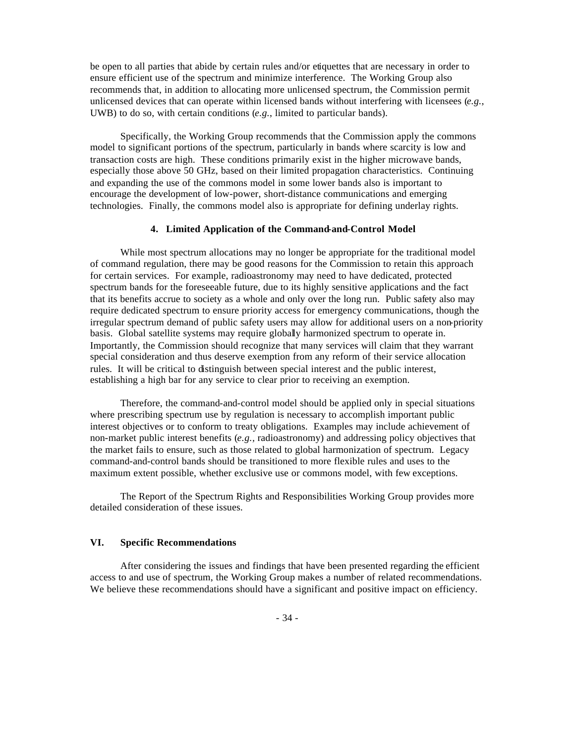be open to all parties that abide by certain rules and/or etiquettes that are necessary in order to ensure efficient use of the spectrum and minimize interference. The Working Group also recommends that, in addition to allocating more unlicensed spectrum, the Commission permit unlicensed devices that can operate within licensed bands without interfering with licensees (*e.g.*, UWB) to do so, with certain conditions (*e.g.*, limited to particular bands).

Specifically, the Working Group recommends that the Commission apply the commons model to significant portions of the spectrum, particularly in bands where scarcity is low and transaction costs are high. These conditions primarily exist in the higher microwave bands, especially those above 50 GHz, based on their limited propagation characteristics. Continuing and expanding the use of the commons model in some lower bands also is important to encourage the development of low-power, short-distance communications and emerging technologies. Finally, the commons model also is appropriate for defining underlay rights.

### 4. Limited Application of the Command-and-Control Model

While most spectrum allocations may no longer be appropriate for the traditional model of command regulation, there may be good reasons for the Commission to retain this approach for certain services. For example, radioastronomy may need to have dedicated, protected spectrum bands for the foreseeable future, due to its highly sensitive applications and the fact that its benefits accrue to society as a whole and only over the long run. Public safety also may require dedicated spectrum to ensure priority access for emergency communications, though the irregular spectrum demand of public safety users may allow for additional users on a non-priority basis. Global satellite systems may require globally harmonized spectrum to operate in. Importantly, the Commission should recognize that many services will claim that they warrant special consideration and thus deserve exemption from any reform of their service allocation rules. It will be critical to distinguish between special interest and the public interest, establishing a high bar for any service to clear prior to receiving an exemption.

Therefore, the command-and-control model should be applied only in special situations where prescribing spectrum use by regulation is necessary to accomplish important public interest objectives or to conform to treaty obligations. Examples may include achievement of non-market public interest benefits (*e.g.*, radioastronomy) and addressing policy objectives that the market fails to ensure, such as those related to global harmonization of spectrum. Legacy command-and-control bands should be transitioned to more flexible rules and uses to the maximum extent possible, whether exclusive use or commons model, with few exceptions.

The Report of the Spectrum Rights and Responsibilities Working Group provides more detailed consideration of these issues.

## VI. Specific Recommendations

After considering the issues and findings that have been presented regarding the efficient access to and use of spectrum, the Working Group makes a number of related recommendations. We believe these recommendations should have a significant and positive impact on efficiency.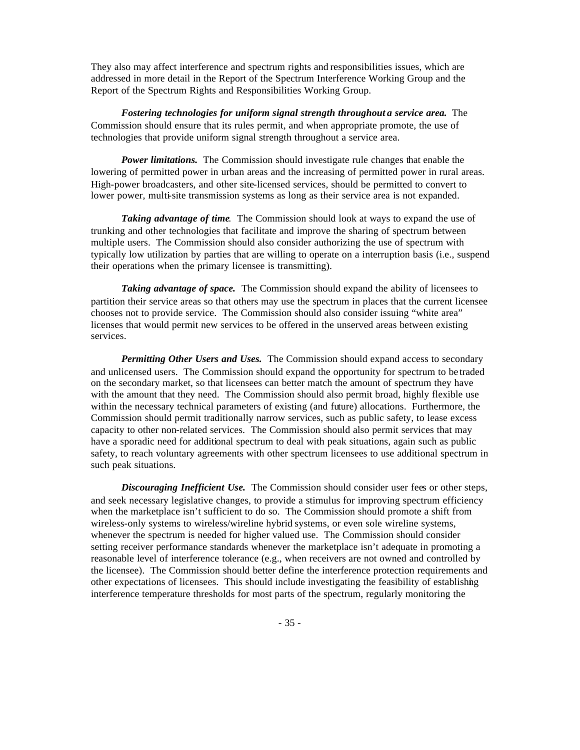They also may affect interference and spectrum rights and responsibilities issues, which are addressed in more detail in the Report of the Spectrum Interference Working Group and the Report of the Spectrum Rights and Responsibilities Working Group.

***Fostering technologies for uniform signal strength throughout a service area.*** The Commission should ensure that its rules permit, and when appropriate promote, the use of technologies that provide uniform signal strength throughout a service area.

***Power limitations.*** The Commission should investigate rule changes that enable the lowering of permitted power in urban areas and the increasing of permitted power in rural areas. High-power broadcasters, and other site-licensed services, should be permitted to convert to lower power, multi-site transmission systems as long as their service area is not expanded.

***Taking advantage of time.*** The Commission should look at ways to expand the use of trunking and other technologies that facilitate and improve the sharing of spectrum between multiple users. The Commission should also consider authorizing the use of spectrum with typically low utilization by parties that are willing to operate on a interruption basis (i.e., suspend their operations when the primary licensee is transmitting).

***Taking advantage of space.*** The Commission should expand the ability of licensees to partition their service areas so that others may use the spectrum in places that the current licensee chooses not to provide service. The Commission should also consider issuing "white area" licenses that would permit new services to be offered in the unserved areas between existing services.

***Permitting Other Users and Uses.*** The Commission should expand access to secondary and unlicensed users. The Commission should expand the opportunity for spectrum to be traded on the secondary market, so that licensees can better match the amount of spectrum they have with the amount that they need. The Commission should also permit broad, highly flexible use within the necessary technical parameters of existing (and future) allocations. Furthermore, the Commission should permit traditionally narrow services, such as public safety, to lease excess capacity to other non-related services. The Commission should also permit services that may have a sporadic need for additional spectrum to deal with peak situations, again such as public safety, to reach voluntary agreements with other spectrum licensees to use additional spectrum in such peak situations.

***Discouraging Inefficient Use.*** The Commission should consider user fees or other steps, and seek necessary legislative changes, to provide a stimulus for improving spectrum efficiency when the marketplace isn't sufficient to do so. The Commission should promote a shift from wireless-only systems to wireless/wireline hybrid systems, or even sole wireline systems, whenever the spectrum is needed for higher valued use. The Commission should consider setting receiver performance standards whenever the marketplace isn't adequate in promoting a reasonable level of interference tolerance (e.g., when receivers are not owned and controlled by the licensee). The Commission should better define the interference protection requirements and other expectations of licensees. This should include investigating the feasibility of establishing interference temperature thresholds for most parts of the spectrum, regularly monitoring the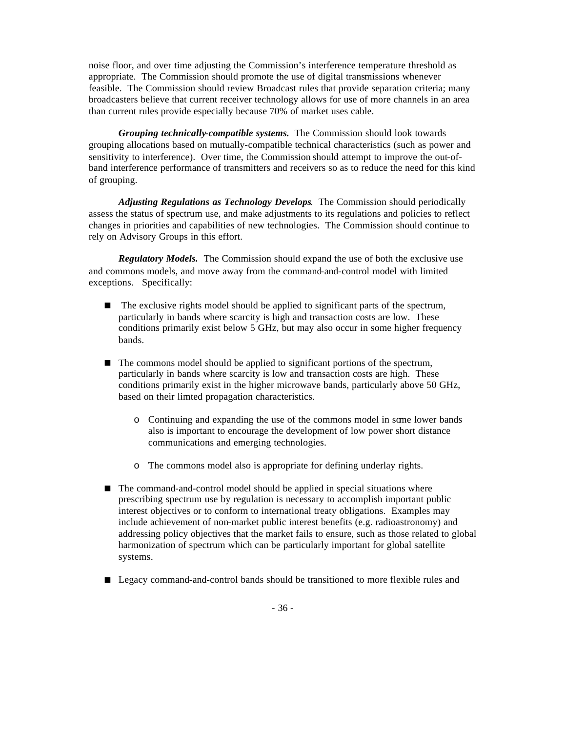noise floor, and over time adjusting the Commission's interference temperature threshold as appropriate. The Commission should promote the use of digital transmissions whenever feasible. The Commission should review Broadcast rules that provide separation criteria; many broadcasters believe that current receiver technology allows for use of more channels in an area than current rules provide especially because 70% of market uses cable.

***Grouping technically-compatible systems.*** The Commission should look towards grouping allocations based on mutually-compatible technical characteristics (such as power and sensitivity to interference). Over time, the Commission should attempt to improve the out-of-band interference performance of transmitters and receivers so as to reduce the need for this kind of grouping.

***Adjusting Regulations as Technology Develops***. The Commission should periodically assess the status of spectrum use, and make adjustments to its regulations and policies to reflect changes in priorities and capabilities of new technologies. The Commission should continue to rely on Advisory Groups in this effort.

***Regulatory Models.*** The Commission should expand the use of both the exclusive use and commons models, and move away from the command-and-control model with limited exceptions. Specifically:

- The exclusive rights model should be applied to significant parts of the spectrum, particularly in bands where scarcity is high and transaction costs are low. These conditions primarily exist below 5 GHz, but may also occur in some higher frequency bands.

- The commons model should be applied to significant portions of the spectrum, particularly in bands where scarcity is low and transaction costs are high. These conditions primarily exist in the higher microwave bands, particularly above 50 GHz, based on their limted propagation characteristics.

    - Continuing and expanding the use of the commons model in some lower bands also is important to encourage the development of low power short distance communications and emerging technologies.

    - The commons model also is appropriate for defining underlay rights.

- The command-and-control model should be applied in special situations where prescribing spectrum use by regulation is necessary to accomplish important public interest objectives or to conform to international treaty obligations. Examples may include achievement of non-market public interest benefits (e.g. radioastronomy) and addressing policy objectives that the market fails to ensure, such as those related to global harmonization of spectrum which can be particularly important for global satellite systems.

- Legacy command-and-control bands should be transitioned to more flexible rules and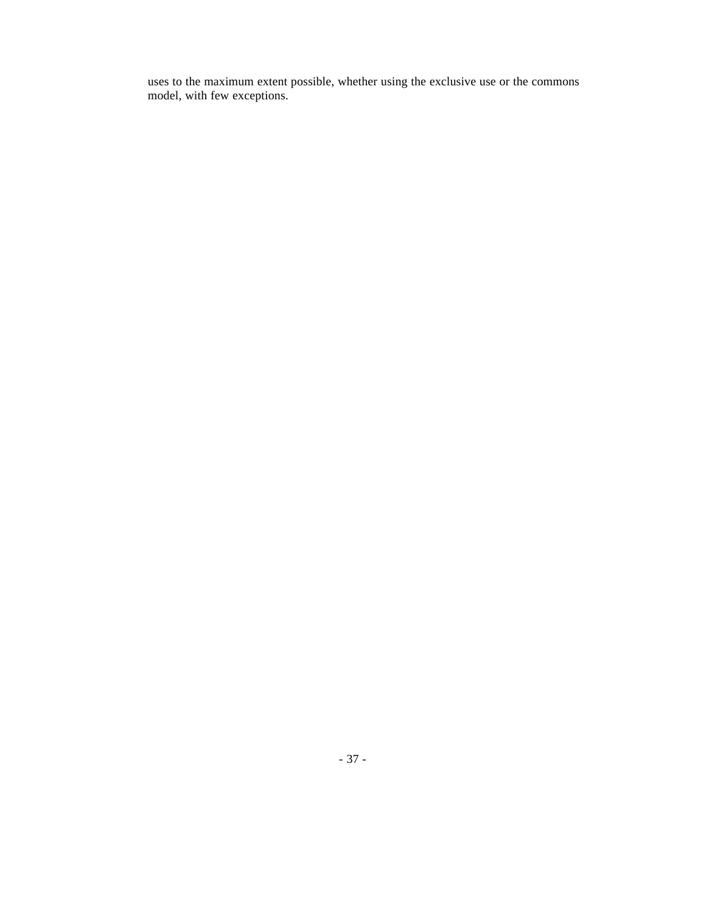uses to the maximum extent possible, whether using the exclusive use or the commons model, with few exceptions.